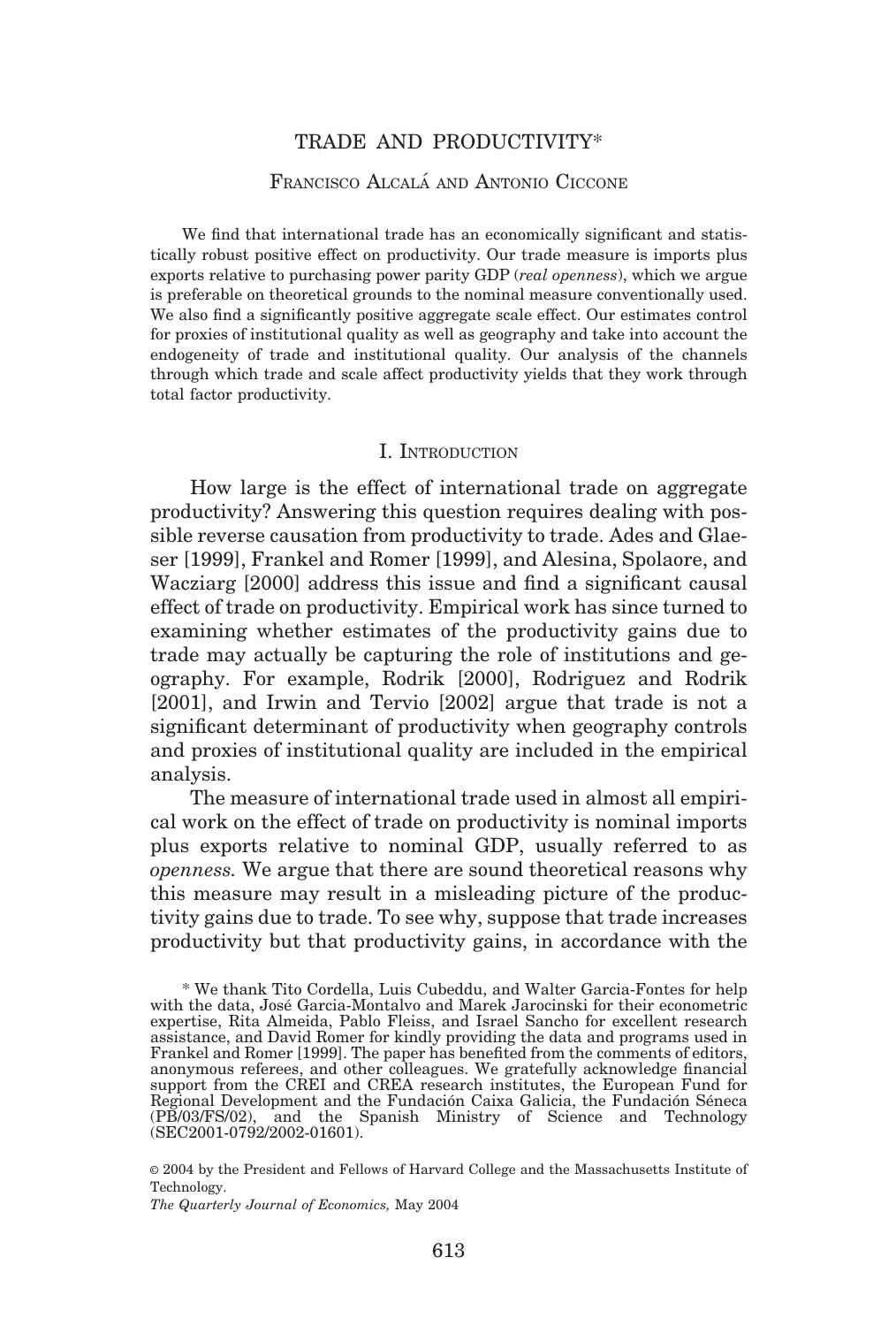# TRADE AND PRODUCTIVITY*

Francisco Alcalá and Antonio Ciccone

We find that international trade has an economically significant and statistically robust positive effect on productivity. Our trade measure is imports plus exports relative to purchasing power parity GDP (*real openness*), which we argue is preferable on theoretical grounds to the nominal measure conventionally used. We also find a significantly positive aggregate scale effect. Our estimates control for proxies of institutional quality as well as geography and take into account the endogeneity of trade and institutional quality. Our analysis of the channels through which trade and scale affect productivity yields that they work through total factor productivity.

## I. Introduction

How large is the effect of international trade on aggregate productivity? Answering this question requires dealing with possible reverse causation from productivity to trade. Ades and Glaeser [1999], Frankel and Romer [1999], and Alesina, Spolaore, and Wacziarg [2000] address this issue and find a significant causal effect of trade on productivity. Empirical work has since turned to examining whether estimates of the productivity gains due to trade may actually be capturing the role of institutions and geography. For example, Rodrik [2000], Rodriguez and Rodrik [2001], and Irwin and Tervio [2002] argue that trade is not a significant determinant of productivity when geography controls and proxies of institutional quality are included in the empirical analysis.

The measure of international trade used in almost all empirical work on the effect of trade on productivity is nominal imports plus exports relative to nominal GDP, usually referred to as *openness.* We argue that there are sound theoretical reasons why this measure may result in a misleading picture of the productivity gains due to trade. To see why, suppose that trade increases productivity but that productivity gains, in accordance with the

\* We thank Tito Cordella, Luis Cubeddu, and Walter Garcia-Fontes for help with the data, José Garcia-Montalvo and Marek Jarocinski for their econometric expertise, Rita Almeida, Pablo Fleiss, and Israel Sancho for excellent research assistance, and David Romer for kindly providing the data and programs used in Frankel and Romer [1999]. The paper has benefited from the comments of editors, anonymous referees, and other colleagues. We gratefully acknowledge financial support from the CREI and CREA research institutes, the European Fund for Regional Development and the Fundación Caixa Galicia, the Fundación Séneca (PB/03/FS/02), and the Spanish Ministry of Science and Technology (SEC2001-0792/2002-01601).

© 2004 by the President and Fellows of Harvard College and the Massachusetts Institute of Technology.

*The Quarterly Journal of Economics,* May 2004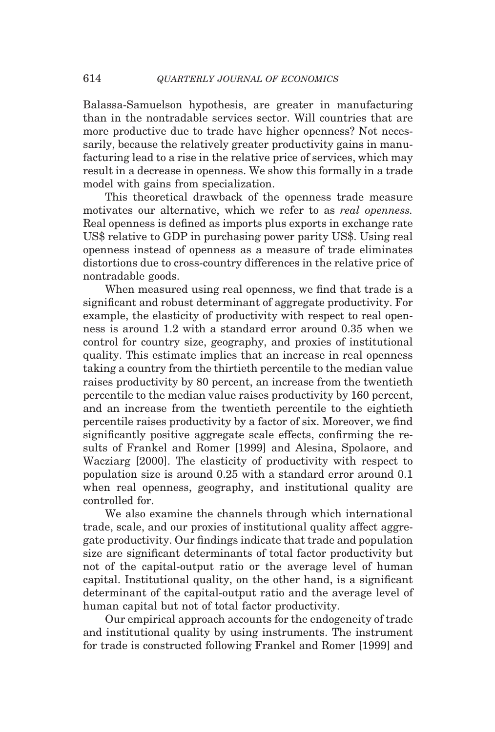Balassa-Samuelson hypothesis, are greater in manufacturing than in the nontradable services sector. Will countries that are more productive due to trade have higher openness? Not necessarily, because the relatively greater productivity gains in manufacturing lead to a rise in the relative price of services, which may result in a decrease in openness. We show this formally in a trade model with gains from specialization.

This theoretical drawback of the openness trade measure motivates our alternative, which we refer to as *real openness*. Real openness is defined as imports plus exports in exchange rate US$ relative to GDP in purchasing power parity US$. Using real openness instead of openness as a measure of trade eliminates distortions due to cross-country differences in the relative price of nontradable goods.

When measured using real openness, we find that trade is a significant and robust determinant of aggregate productivity. For example, the elasticity of productivity with respect to real openness is around 1.2 with a standard error around 0.35 when we control for country size, geography, and proxies of institutional quality. This estimate implies that an increase in real openness taking a country from the thirtieth percentile to the median value raises productivity by 80 percent, an increase from the twentieth percentile to the median value raises productivity by 160 percent, and an increase from the twentieth percentile to the eightieth percentile raises productivity by a factor of six. Moreover, we find significantly positive aggregate scale effects, confirming the results of Frankel and Romer [1999] and Alesina, Spolaore, and Wacziarg [2000]. The elasticity of productivity with respect to population size is around 0.25 with a standard error around 0.1 when real openness, geography, and institutional quality are controlled for.

We also examine the channels through which international trade, scale, and our proxies of institutional quality affect aggregate productivity. Our findings indicate that trade and population size are significant determinants of total factor productivity but not of the capital-output ratio or the average level of human capital. Institutional quality, on the other hand, is a significant determinant of the capital-output ratio and the average level of human capital but not of total factor productivity.

Our empirical approach accounts for the endogeneity of trade and institutional quality by using instruments. The instrument for trade is constructed following Frankel and Romer [1999] and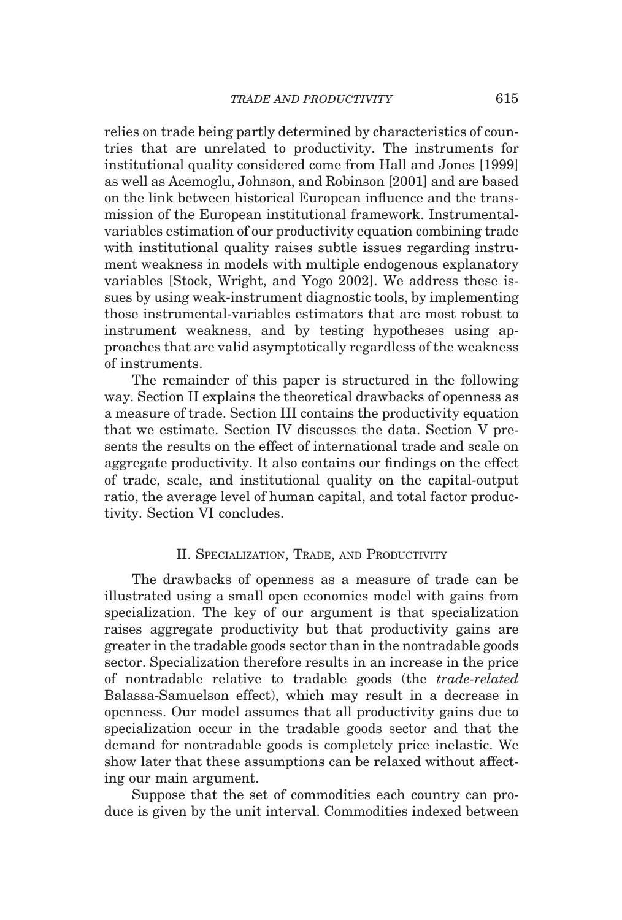relies on trade being partly determined by characteristics of countries that are unrelated to productivity. The instruments for institutional quality considered come from Hall and Jones [1999] as well as Acemoglu, Johnson, and Robinson [2001] and are based on the link between historical European influence and the transmission of the European institutional framework. Instrumental-variables estimation of our productivity equation combining trade with institutional quality raises subtle issues regarding instrument weakness in models with multiple endogenous explanatory variables [Stock, Wright, and Yogo 2002]. We address these issues by using weak-instrument diagnostic tools, by implementing those instrumental-variables estimators that are most robust to instrument weakness, and by testing hypotheses using approaches that are valid asymptotically regardless of the weakness of instruments.

The remainder of this paper is structured in the following way. Section II explains the theoretical drawbacks of openness as a measure of trade. Section III contains the productivity equation that we estimate. Section IV discusses the data. Section V presents the results on the effect of international trade and scale on aggregate productivity. It also contains our findings on the effect of trade, scale, and institutional quality on the capital-output ratio, the average level of human capital, and total factor productivity. Section VI concludes.

## II. Specialization, Trade, and Productivity

The drawbacks of openness as a measure of trade can be illustrated using a small open economies model with gains from specialization. The key of our argument is that specialization raises aggregate productivity but that productivity gains are greater in the tradable goods sector than in the nontradable goods sector. Specialization therefore results in an increase in the price of nontradable relative to tradable goods (the *trade-related* Balassa-Samuelson effect), which may result in a decrease in openness. Our model assumes that all productivity gains due to specialization occur in the tradable goods sector and that the demand for nontradable goods is completely price inelastic. We show later that these assumptions can be relaxed without affecting our main argument.

Suppose that the set of commodities each country can produce is given by the unit interval. Commodities indexed between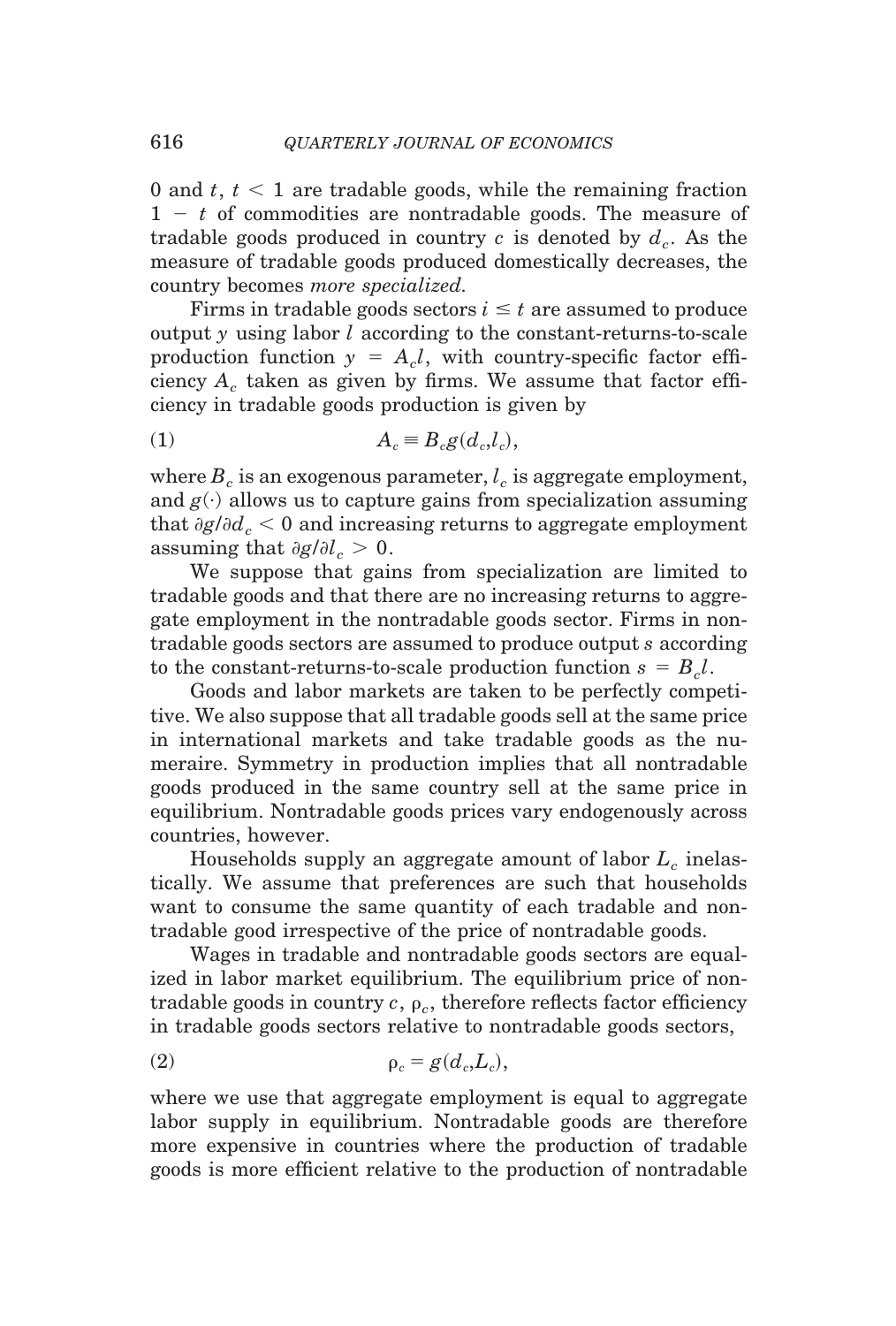0 and $t$, $t < 1$ are tradable goods, while the remaining fraction $1 - t$ of commodities are nontradable goods. The measure of tradable goods produced in country $c$ is denoted by $d_c$. As the measure of tradable goods produced domestically decreases, the country becomes *more specialized*.

Firms in tradable goods sectors $i \leq t$ are assumed to produce output $y$ using labor $l$ according to the constant-returns-to-scale production function $y = A_c l$, with country-specific factor efficiency $A_c$ taken as given by firms. We assume that factor efficiency in tradable goods production is given by

$$A_c \equiv B_c g(d_c, l_c), \tag{1}$$

where $B_c$ is an exogenous parameter, $l_c$ is aggregate employment, and $g(\cdot)$ allows us to capture gains from specialization assuming that $\partial g / \partial d_c < 0$ and increasing returns to aggregate employment assuming that $\partial g / \partial l_c > 0$.

We suppose that gains from specialization are limited to tradable goods and that there are no increasing returns to aggregate employment in the nontradable goods sector. Firms in nontradable goods sectors are assumed to produce output $s$ according to the constant-returns-to-scale production function $s = B_c l$.

Goods and labor markets are taken to be perfectly competitive. We also suppose that all tradable goods sell at the same price in international markets and take tradable goods as the numeraire. Symmetry in production implies that all nontradable goods produced in the same country sell at the same price in equilibrium. Nontradable goods prices vary endogenously across countries, however.

Households supply an aggregate amount of labor $L_c$ inelastically. We assume that preferences are such that households want to consume the same quantity of each tradable and nontradable good irrespective of the price of nontradable goods.

Wages in tradable and nontradable goods sectors are equalized in labor market equilibrium. The equilibrium price of nontradable goods in country $c$, $\rho_c$, therefore reflects factor efficiency in tradable goods sectors relative to nontradable goods sectors,

$$\rho_c = g(d_c, L_c), \tag{2}$$

where we use that aggregate employment is equal to aggregate labor supply in equilibrium. Nontradable goods are therefore more expensive in countries where the production of tradable goods is more efficient relative to the production of nontradable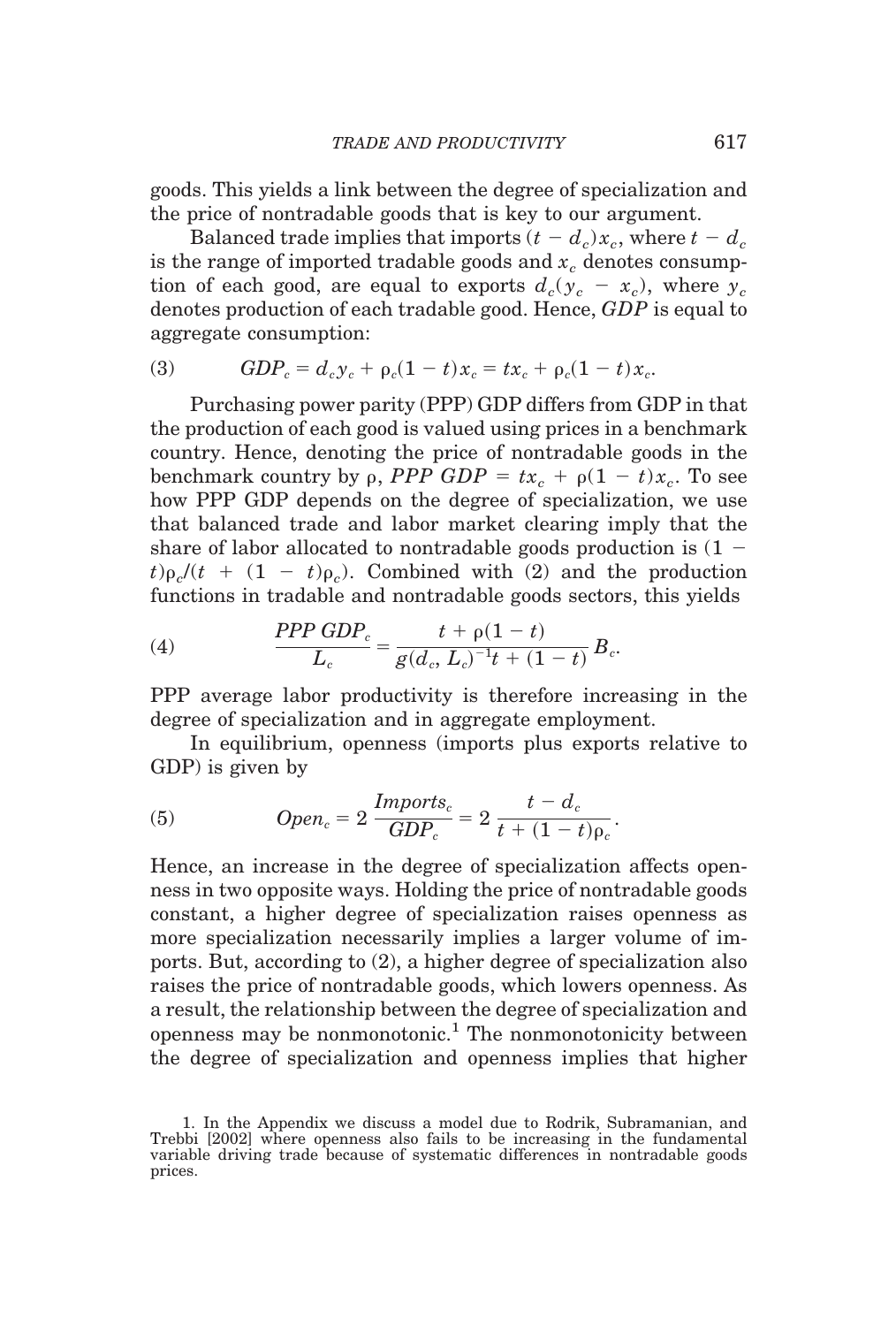goods. This yields a link between the degree of specialization and the price of nontradable goods that is key to our argument.

Balanced trade implies that imports $(t - d_c)x_c$, where $t - d_c$ is the range of imported tradable goods and $x_c$ denotes consumption of each good, are equal to exports $d_c(y_c - x_c)$, where $y_c$ denotes production of each tradable good. Hence, *GDP* is equal to aggregate consumption:

$$GDP_c = d_c y_c + \rho_c(1 - t)x_c = tx_c + \rho_c(1 - t)x_c. \tag{3}$$

Purchasing power parity (PPP) GDP differs from GDP in that the production of each good is valued using prices in a benchmark country. Hence, denoting the price of nontradable goods in the benchmark country by $\rho$, $PPP\ GDP = tx_c + \rho(1 - t)x_c$. To see how PPP GDP depends on the degree of specialization, we use that balanced trade and labor market clearing imply that the share of labor allocated to nontradable goods production is $(1 - t)\rho_c/(t + (1 - t)\rho_c)$. Combined with (2) and the production functions in tradable and nontradable goods sectors, this yields

$$\frac{PPP\ GDP_c}{L_c} = \frac{t + \rho(1 - t)}{g(d_c, L_c)^{-1}t + (1 - t)} B_c. \tag{4}$$

PPP average labor productivity is therefore increasing in the degree of specialization and in aggregate employment.

In equilibrium, openness (imports plus exports relative to GDP) is given by

$$Open_c = 2\,\frac{Imports_c}{GDP_c} = 2\,\frac{t - d_c}{t + (1 - t)\rho_c}. \tag{5}$$

Hence, an increase in the degree of specialization affects openness in two opposite ways. Holding the price of nontradable goods constant, a higher degree of specialization raises openness as more specialization necessarily implies a larger volume of imports. But, according to (2), a higher degree of specialization also raises the price of nontradable goods, which lowers openness. As a result, the relationship between the degree of specialization and openness may be nonmonotonic.[1] The nonmonotonicity between the degree of specialization and openness implies that higher

1. In the Appendix we discuss a model due to Rodrik, Subramanian, and Trebbi [2002] where openness also fails to be increasing in the fundamental variable driving trade because of systematic differences in nontradable goods prices.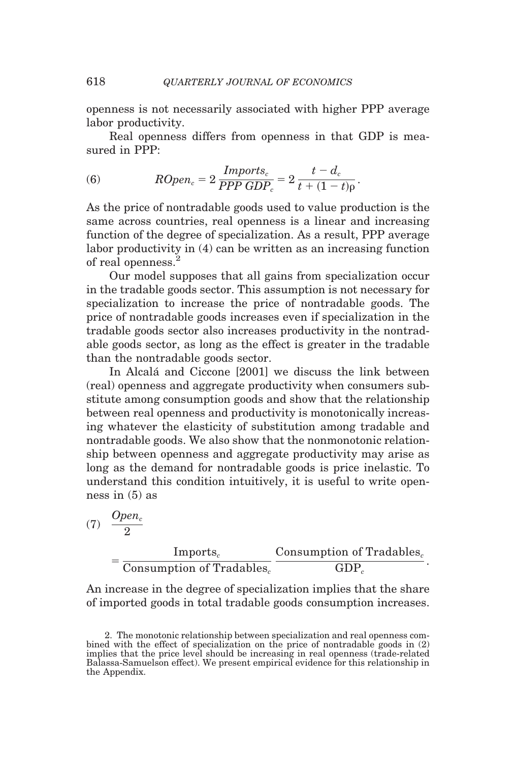openness is not necessarily associated with higher PPP average labor productivity.

Real openness differs from openness in that GDP is measured in PPP:

$$(6) \qquad ROpen_c = 2\,\frac{Imports_c}{PPP\ GDP_c} = 2\,\frac{t - d_c}{t + (1-t)\rho}.$$

As the price of nontradable goods used to value production is the same across countries, real openness is a linear and increasing function of the degree of specialization. As a result, PPP average labor productivity in (4) can be written as an increasing function of real openness.[2]

Our model supposes that all gains from specialization occur in the tradable goods sector. This assumption is not necessary for specialization to increase the price of nontradable goods. The price of nontradable goods increases even if specialization in the tradable goods sector also increases productivity in the nontradable goods sector, as long as the effect is greater in the tradable than the nontradable goods sector.

In Alcalá and Ciccone [2001] we discuss the link between (real) openness and aggregate productivity when consumers substitute among consumption goods and show that the relationship between real openness and productivity is monotonically increasing whatever the elasticity of substitution among tradable and nontradable goods. We also show that the nonmonotonic relationship between openness and aggregate productivity may arise as long as the demand for nontradable goods is price inelastic. To understand this condition intuitively, it is useful to write openness in (5) as

$$(7) \qquad \frac{Open_c}{2} = \frac{\text{Imports}_c}{\text{Consumption of Tradables}_c}\,\frac{\text{Consumption of Tradables}_c}{\text{GDP}_c}.$$

An increase in the degree of specialization implies that the share of imported goods in total tradable goods consumption increases.

2. The monotonic relationship between specialization and real openness combined with the effect of specialization on the price of nontradable goods in (2) implies that the price level should be increasing in real openness (trade-related Balassa-Samuelson effect). We present empirical evidence for this relationship in the Appendix.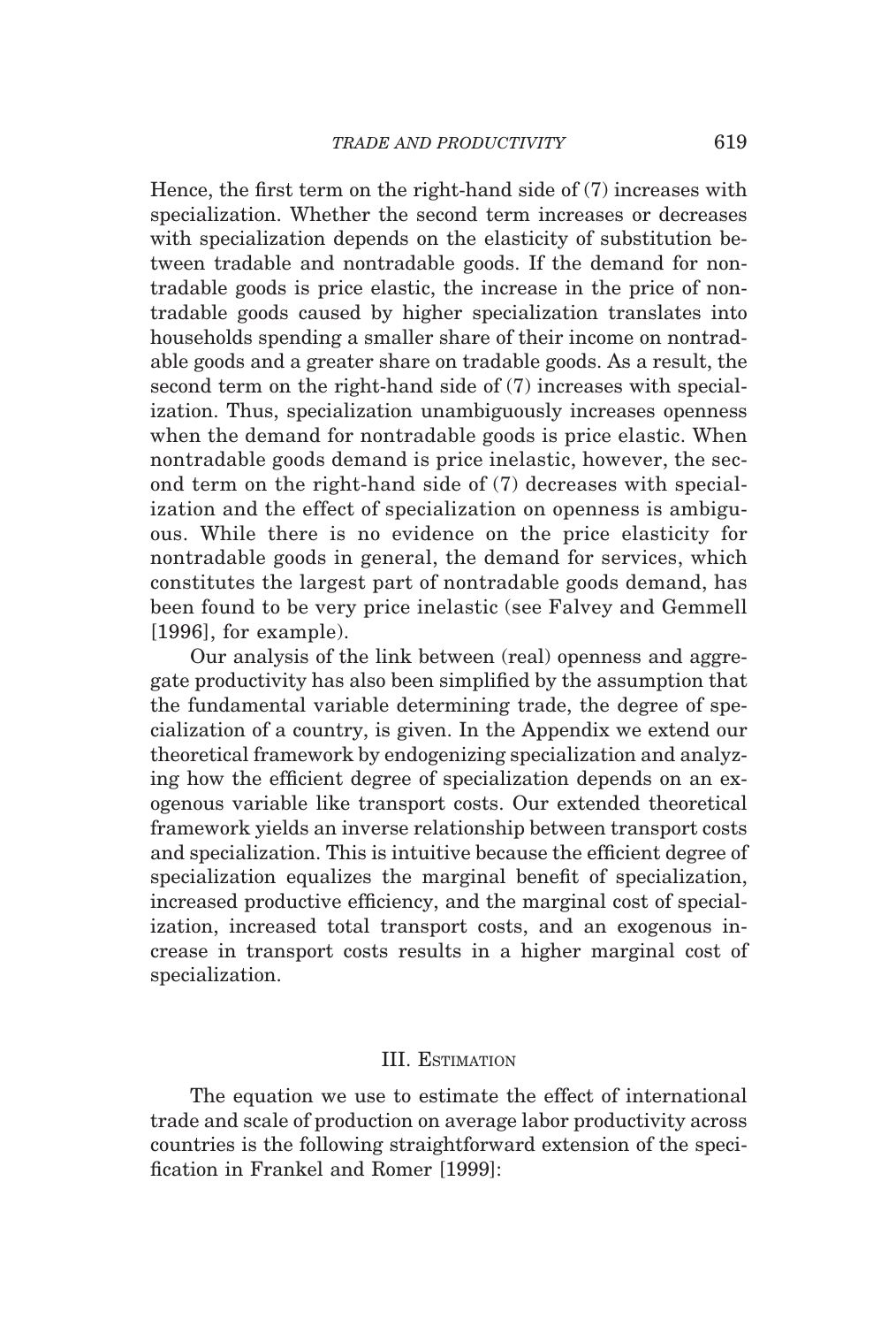Hence, the first term on the right-hand side of (7) increases with specialization. Whether the second term increases or decreases with specialization depends on the elasticity of substitution between tradable and nontradable goods. If the demand for nontradable goods is price elastic, the increase in the price of nontradable goods caused by higher specialization translates into households spending a smaller share of their income on nontradable goods and a greater share on tradable goods. As a result, the second term on the right-hand side of (7) increases with specialization. Thus, specialization unambiguously increases openness when the demand for nontradable goods is price elastic. When nontradable goods demand is price inelastic, however, the second term on the right-hand side of (7) decreases with specialization and the effect of specialization on openness is ambiguous. While there is no evidence on the price elasticity for nontradable goods in general, the demand for services, which constitutes the largest part of nontradable goods demand, has been found to be very price inelastic (see Falvey and Gemmell [1996], for example).

Our analysis of the link between (real) openness and aggregate productivity has also been simplified by the assumption that the fundamental variable determining trade, the degree of specialization of a country, is given. In the Appendix we extend our theoretical framework by endogenizing specialization and analyzing how the efficient degree of specialization depends on an exogenous variable like transport costs. Our extended theoretical framework yields an inverse relationship between transport costs and specialization. This is intuitive because the efficient degree of specialization equalizes the marginal benefit of specialization, increased productive efficiency, and the marginal cost of specialization, increased total transport costs, and an exogenous increase in transport costs results in a higher marginal cost of specialization.

## III. Estimation

The equation we use to estimate the effect of international trade and scale of production on average labor productivity across countries is the following straightforward extension of the specification in Frankel and Romer [1999]: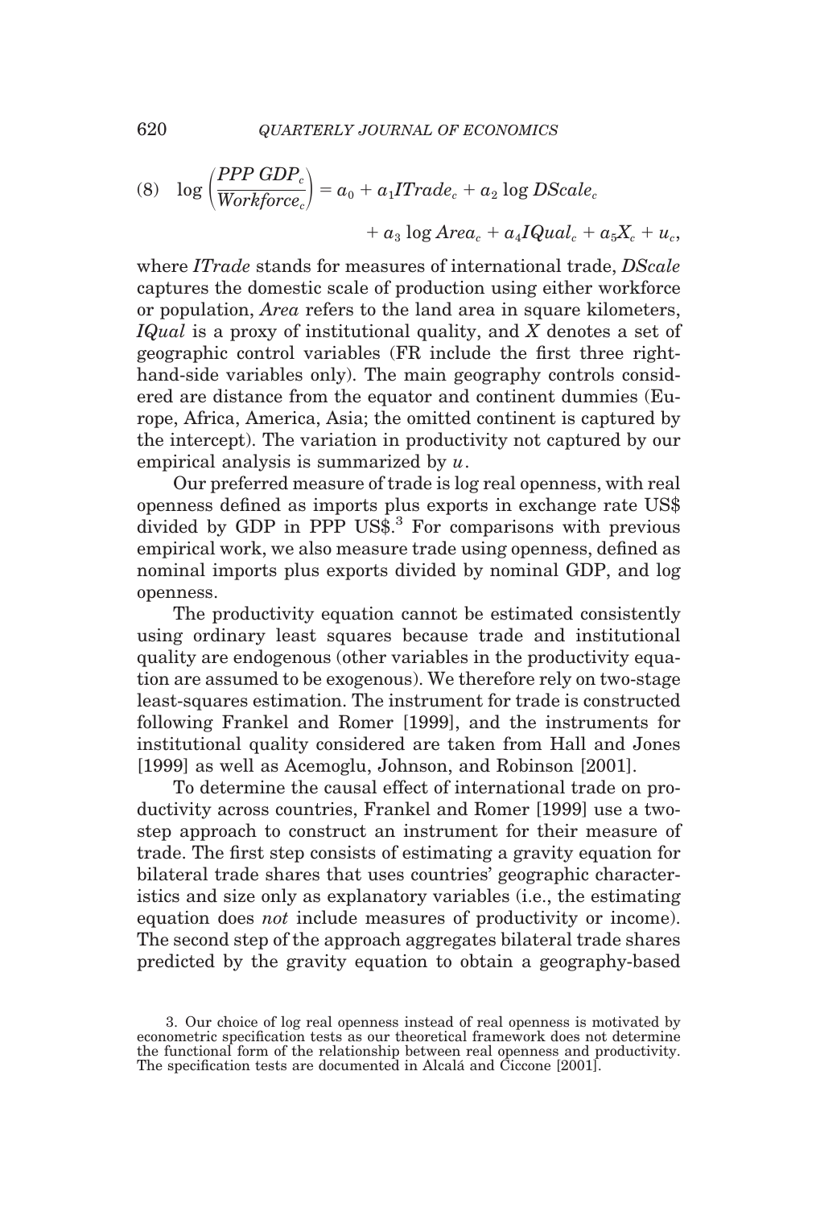$$\text{(8)} \quad \log\left(\frac{PPP\ GDP_c}{Workforce_c}\right) = a_0 + a_1 ITrade_c + a_2 \log DScale_c + a_3 \log Area_c + a_4 IQual_c + a_5 X_c + u_c,$$

where *ITrade* stands for measures of international trade, *DScale* captures the domestic scale of production using either workforce or population, *Area* refers to the land area in square kilometers, *IQual* is a proxy of institutional quality, and *X* denotes a set of geographic control variables (FR include the first three right-hand-side variables only). The main geography controls considered are distance from the equator and continent dummies (Europe, Africa, America, Asia; the omitted continent is captured by the intercept). The variation in productivity not captured by our empirical analysis is summarized by $u$.

Our preferred measure of trade is log real openness, with real openness defined as imports plus exports in exchange rate US$ divided by GDP in PPP US$.[3] For comparisons with previous empirical work, we also measure trade using openness, defined as nominal imports plus exports divided by nominal GDP, and log openness.

The productivity equation cannot be estimated consistently using ordinary least squares because trade and institutional quality are endogenous (other variables in the productivity equation are assumed to be exogenous). We therefore rely on two-stage least-squares estimation. The instrument for trade is constructed following Frankel and Romer [1999], and the instruments for institutional quality considered are taken from Hall and Jones [1999] as well as Acemoglu, Johnson, and Robinson [2001].

To determine the causal effect of international trade on productivity across countries, Frankel and Romer [1999] use a two-step approach to construct an instrument for their measure of trade. The first step consists of estimating a gravity equation for bilateral trade shares that uses countries' geographic characteristics and size only as explanatory variables (i.e., the estimating equation does *not* include measures of productivity or income). The second step of the approach aggregates bilateral trade shares predicted by the gravity equation to obtain a geography-based

3. Our choice of log real openness instead of real openness is motivated by econometric specification tests as our theoretical framework does not determine the functional form of the relationship between real openness and productivity. The specification tests are documented in Alcalá and Ciccone [2001].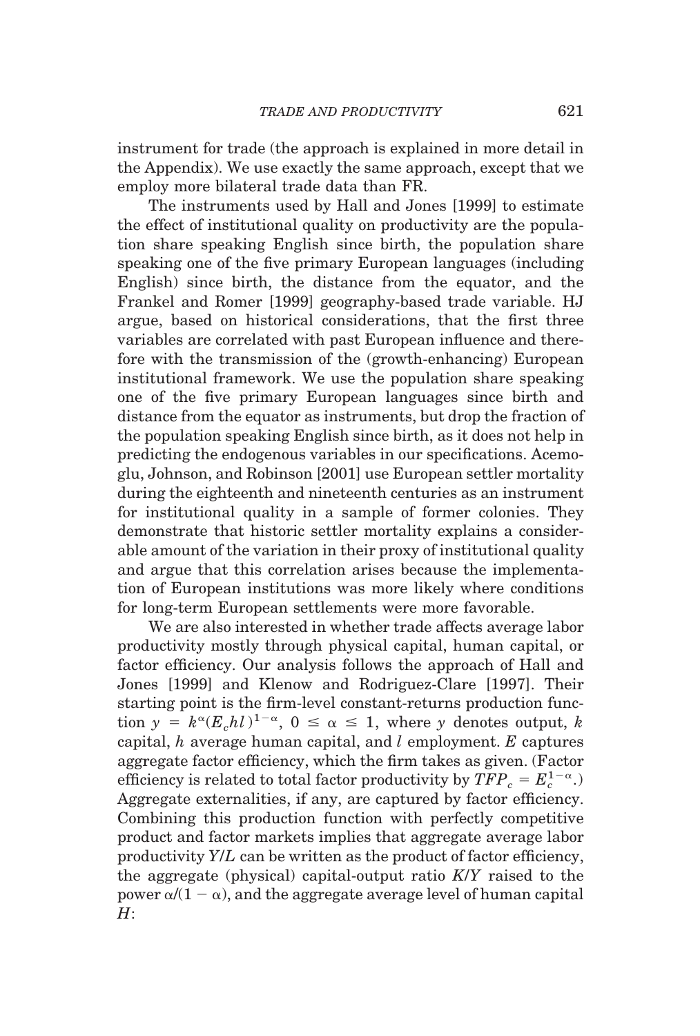instrument for trade (the approach is explained in more detail in the Appendix). We use exactly the same approach, except that we employ more bilateral trade data than FR.

The instruments used by Hall and Jones [1999] to estimate the effect of institutional quality on productivity are the population share speaking English since birth, the population share speaking one of the five primary European languages (including English) since birth, the distance from the equator, and the Frankel and Romer [1999] geography-based trade variable. HJ argue, based on historical considerations, that the first three variables are correlated with past European influence and therefore with the transmission of the (growth-enhancing) European institutional framework. We use the population share speaking one of the five primary European languages since birth and distance from the equator as instruments, but drop the fraction of the population speaking English since birth, as it does not help in predicting the endogenous variables in our specifications. Acemoglu, Johnson, and Robinson [2001] use European settler mortality during the eighteenth and nineteenth centuries as an instrument for institutional quality in a sample of former colonies. They demonstrate that historic settler mortality explains a considerable amount of the variation in their proxy of institutional quality and argue that this correlation arises because the implementation of European institutions was more likely where conditions for long-term European settlements were more favorable.

We are also interested in whether trade affects average labor productivity mostly through physical capital, human capital, or factor efficiency. Our analysis follows the approach of Hall and Jones [1999] and Klenow and Rodriguez-Clare [1997]. Their starting point is the firm-level constant-returns production function $y = k^{\alpha}(E_c hl)^{1-\alpha}$, $0 \leq \alpha \leq 1$, where $y$ denotes output, $k$ capital, $h$ average human capital, and $l$ employment. $E$ captures aggregate factor efficiency, which the firm takes as given. (Factor efficiency is related to total factor productivity by $TFP_c = E_c^{1-\alpha}$.) Aggregate externalities, if any, are captured by factor efficiency. Combining this production function with perfectly competitive product and factor markets implies that aggregate average labor productivity $Y/L$ can be written as the product of factor efficiency, the aggregate (physical) capital-output ratio $K/Y$ raised to the power $\alpha/(1 - \alpha)$, and the aggregate average level of human capital $H$: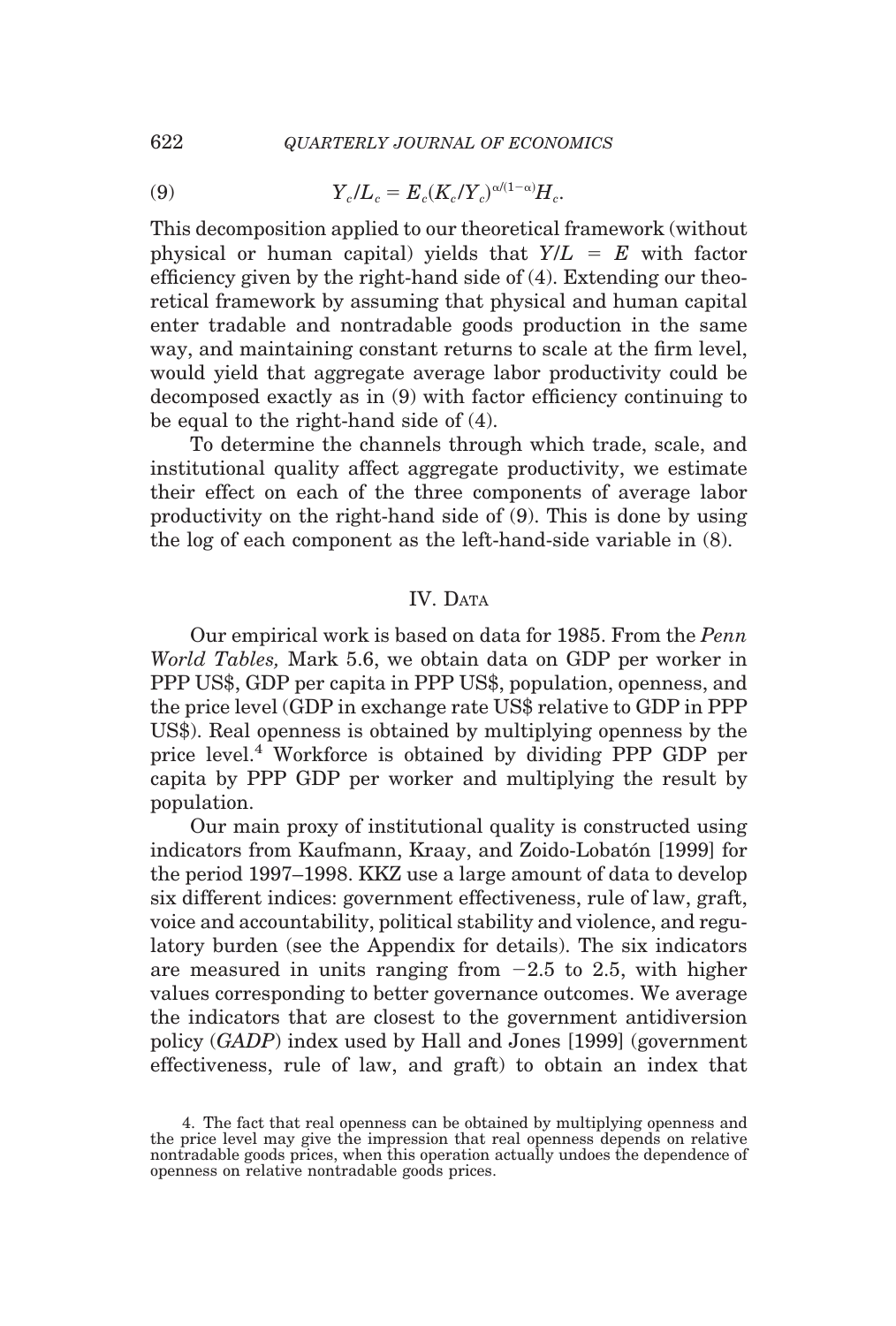$$Y_c/L_c = E_c(K_c/Y_c)^{\alpha/(1-\alpha)}H_c. \tag{9}$$

This decomposition applied to our theoretical framework (without physical or human capital) yields that $Y/L = E$ with factor efficiency given by the right-hand side of (4). Extending our theoretical framework by assuming that physical and human capital enter tradable and nontradable goods production in the same way, and maintaining constant returns to scale at the firm level, would yield that aggregate average labor productivity could be decomposed exactly as in (9) with factor efficiency continuing to be equal to the right-hand side of (4).

To determine the channels through which trade, scale, and institutional quality affect aggregate productivity, we estimate their effect on each of the three components of average labor productivity on the right-hand side of (9). This is done by using the log of each component as the left-hand-side variable in (8).

## IV. Data

Our empirical work is based on data for 1985. From the *Penn World Tables,* Mark 5.6, we obtain data on GDP per worker in PPP US$, GDP per capita in PPP US$, population, openness, and the price level (GDP in exchange rate US$ relative to GDP in PPP US$). Real openness is obtained by multiplying openness by the price level.[4] Workforce is obtained by dividing PPP GDP per capita by PPP GDP per worker and multiplying the result by population.

Our main proxy of institutional quality is constructed using indicators from Kaufmann, Kraay, and Zoido-Lobatón [1999] for the period 1997–1998. KKZ use a large amount of data to develop six different indices: government effectiveness, rule of law, graft, voice and accountability, political stability and violence, and regulatory burden (see the Appendix for details). The six indicators are measured in units ranging from −2.5 to 2.5, with higher values corresponding to better governance outcomes. We average the indicators that are closest to the government antidiversion policy (*GADP*) index used by Hall and Jones [1999] (government effectiveness, rule of law, and graft) to obtain an index that

4. The fact that real openness can be obtained by multiplying openness and the price level may give the impression that real openness depends on relative nontradable goods prices, when this operation actually undoes the dependence of openness on relative nontradable goods prices.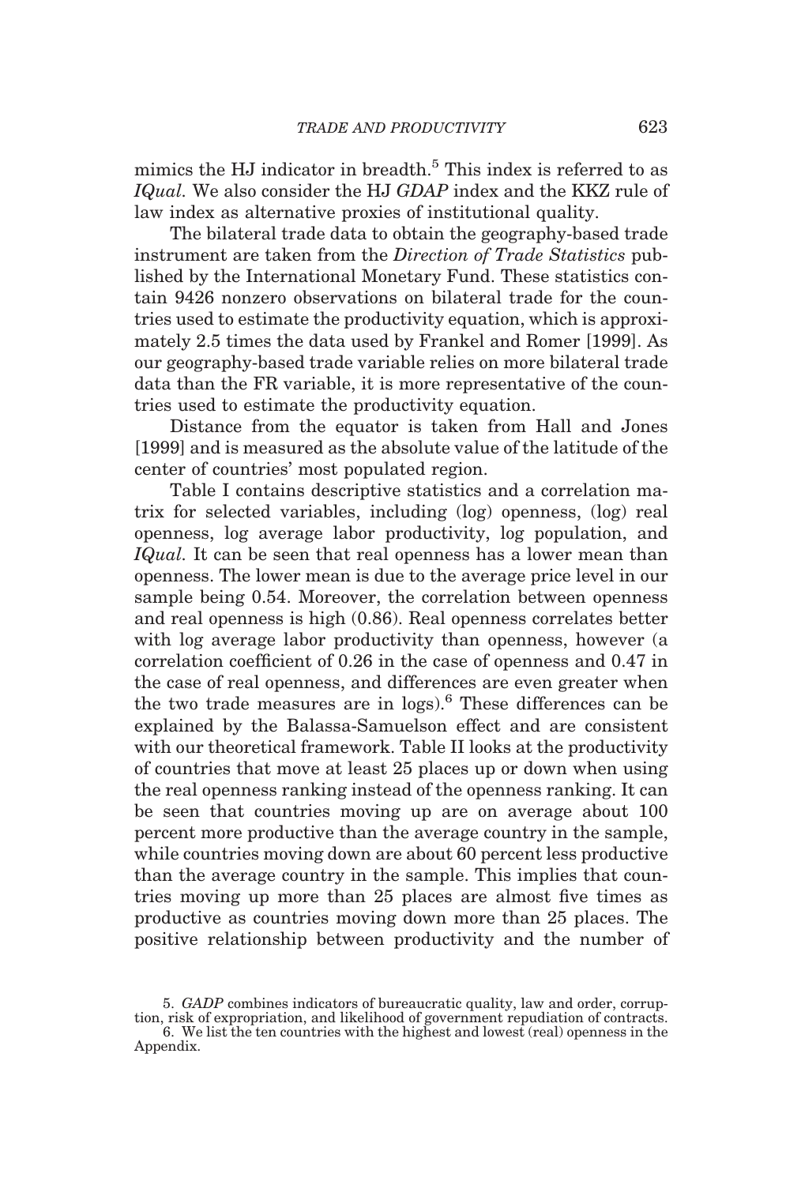mimics the HJ indicator in breadth.[5] This index is referred to as *IQual*. We also consider the HJ *GDAP* index and the KKZ rule of law index as alternative proxies of institutional quality.

The bilateral trade data to obtain the geography-based trade instrument are taken from the *Direction of Trade Statistics* published by the International Monetary Fund. These statistics contain 9426 nonzero observations on bilateral trade for the countries used to estimate the productivity equation, which is approximately 2.5 times the data used by Frankel and Romer [1999]. As our geography-based trade variable relies on more bilateral trade data than the FR variable, it is more representative of the countries used to estimate the productivity equation.

Distance from the equator is taken from Hall and Jones [1999] and is measured as the absolute value of the latitude of the center of countries' most populated region.

Table I contains descriptive statistics and a correlation matrix for selected variables, including (log) openness, (log) real openness, log average labor productivity, log population, and *IQual*. It can be seen that real openness has a lower mean than openness. The lower mean is due to the average price level in our sample being 0.54. Moreover, the correlation between openness and real openness is high (0.86). Real openness correlates better with log average labor productivity than openness, however (a correlation coefficient of 0.26 in the case of openness and 0.47 in the case of real openness, and differences are even greater when the two trade measures are in logs).[6] These differences can be explained by the Balassa-Samuelson effect and are consistent with our theoretical framework. Table II looks at the productivity of countries that move at least 25 places up or down when using the real openness ranking instead of the openness ranking. It can be seen that countries moving up are on average about 100 percent more productive than the average country in the sample, while countries moving down are about 60 percent less productive than the average country in the sample. This implies that countries moving up more than 25 places are almost five times as productive as countries moving down more than 25 places. The positive relationship between productivity and the number of

---

5. *GADP* combines indicators of bureaucratic quality, law and order, corruption, risk of expropriation, and likelihood of government repudiation of contracts.

6. We list the ten countries with the highest and lowest (real) openness in the Appendix.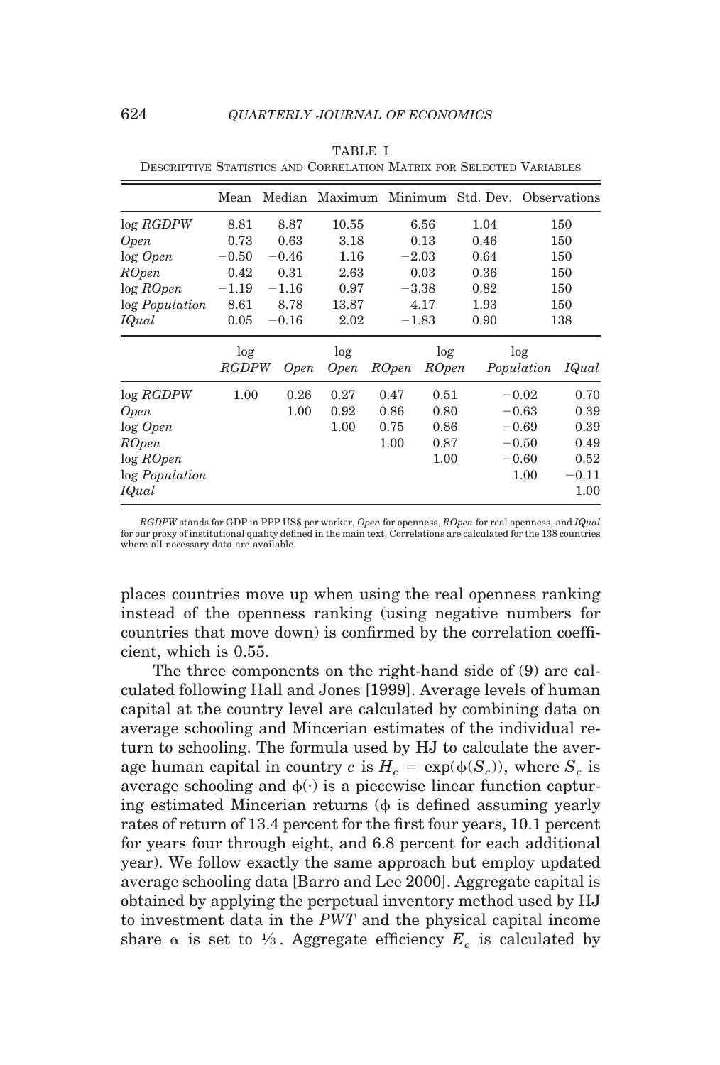TABLE I

DESCRIPTIVE STATISTICS AND CORRELATION MATRIX FOR SELECTED VARIABLES

| | Mean | Median | Maximum | Minimum | Std. Dev. | Observations |
|---|---|---|---|---|---|---|
| log *RGDPW* | 8.81 | 8.87 | 10.55 | 6.56 | 1.04 | 150 |
| *Open* | 0.73 | 0.63 | 3.18 | 0.13 | 0.46 | 150 |
| log *Open* | −0.50 | −0.46 | 1.16 | −2.03 | 0.64 | 150 |
| *ROpen* | 0.42 | 0.31 | 2.63 | 0.03 | 0.36 | 150 |
| log *ROpen* | −1.19 | −1.16 | 0.97 | −3.38 | 0.82 | 150 |
| log *Population* | 8.61 | 8.78 | 13.87 | 4.17 | 1.93 | 150 |
| *IQual* | 0.05 | −0.16 | 2.02 | −1.83 | 0.90 | 138 |

| | log *RGDPW* | *Open* | log *Open* | *ROpen* | log *ROpen* | log *Population* | *IQual* |
|---|---|---|---|---|---|---|---|
| log *RGDPW* | 1.00 | 0.26 | 0.27 | 0.47 | 0.51 | −0.02 | 0.70 |
| *Open* | | 1.00 | 0.92 | 0.86 | 0.80 | −0.63 | 0.39 |
| log *Open* | | | 1.00 | 0.75 | 0.86 | −0.69 | 0.39 |
| *ROpen* | | | | 1.00 | 0.87 | −0.50 | 0.49 |
| log *ROpen* | | | | | 1.00 | −0.60 | 0.52 |
| log *Population* | | | | | | 1.00 | −0.11 |
| *IQual* | | | | | | | 1.00 |

*RGDPW* stands for GDP in PPP US$ per worker, *Open* for openness, *ROpen* for real openness, and *IQual* for our proxy of institutional quality defined in the main text. Correlations are calculated for the 138 countries where all necessary data are available.

places countries move up when using the real openness ranking instead of the openness ranking (using negative numbers for countries that move down) is confirmed by the correlation coefficient, which is 0.55.

The three components on the right-hand side of (9) are calculated following Hall and Jones [1999]. Average levels of human capital at the country level are calculated by combining data on average schooling and Mincerian estimates of the individual return to schooling. The formula used by HJ to calculate the average human capital in country $c$ is $H_c = \exp(\phi(S_c))$, where $S_c$ is average schooling and $\phi(\cdot)$ is a piecewise linear function capturing estimated Mincerian returns ($\phi$ is defined assuming yearly rates of return of 13.4 percent for the first four years, 10.1 percent for years four through eight, and 6.8 percent for each additional year). We follow exactly the same approach but employ updated average schooling data [Barro and Lee 2000]. Aggregate capital is obtained by applying the perpetual inventory method used by HJ to investment data in the *PWT* and the physical capital income share $\alpha$ is set to $1/3$. Aggregate efficiency $E_c$ is calculated by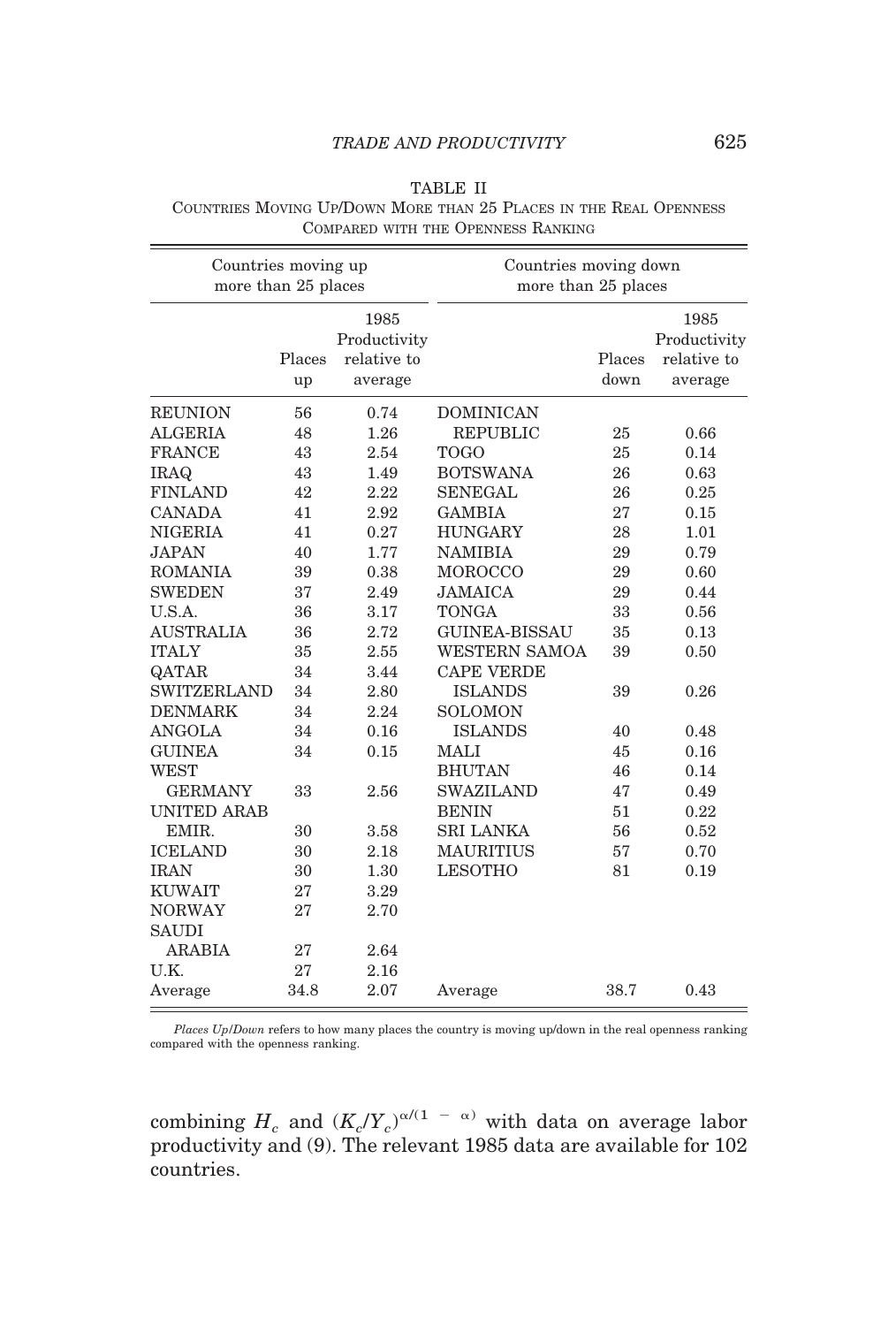TABLE II

COUNTRIES MOVING UP/DOWN MORE THAN 25 PLACES IN THE REAL OPENNESS COMPARED WITH THE OPENNESS RANKING

| Countries moving up more than 25 places | | | Countries moving down more than 25 places | | |
|---|---|---|---|---|---|
| | Places up | 1985 Productivity relative to average | | Places down | 1985 Productivity relative to average |
| REUNION | 56 | 0.74 | DOMINICAN REPUBLIC | 25 | 0.66 |
| ALGERIA | 48 | 1.26 | TOGO | 25 | 0.14 |
| FRANCE | 43 | 2.54 | BOTSWANA | 26 | 0.63 |
| IRAQ | 43 | 1.49 | SENEGAL | 26 | 0.25 |
| FINLAND | 42 | 2.22 | GAMBIA | 27 | 0.15 |
| CANADA | 41 | 2.92 | HUNGARY | 28 | 1.01 |
| NIGERIA | 41 | 0.27 | NAMIBIA | 29 | 0.79 |
| JAPAN | 40 | 1.77 | MOROCCO | 29 | 0.60 |
| ROMANIA | 39 | 0.38 | JAMAICA | 29 | 0.44 |
| SWEDEN | 37 | 2.49 | TONGA | 33 | 0.56 |
| U.S.A. | 36 | 3.17 | GUINEA-BISSAU | 35 | 0.13 |
| AUSTRALIA | 36 | 2.72 | WESTERN SAMOA | 39 | 0.50 |
| ITALY | 35 | 2.55 | CAPE VERDE ISLANDS | 39 | 0.26 |
| QATAR | 34 | 3.44 | SOLOMON ISLANDS | 40 | 0.48 |
| SWITZERLAND | 34 | 2.80 | MALI | 45 | 0.16 |
| DENMARK | 34 | 2.24 | BHUTAN | 46 | 0.14 |
| ANGOLA | 34 | 0.16 | SWAZILAND | 47 | 0.49 |
| GUINEA | 34 | 0.15 | BENIN | 51 | 0.22 |
| WEST GERMANY | 33 | 2.56 | SRI LANKA | 56 | 0.52 |
| UNITED ARAB EMIR. | 30 | 3.58 | MAURITIUS | 57 | 0.70 |
| ICELAND | 30 | 2.18 | LESOTHO | 81 | 0.19 |
| IRAN | 30 | 1.30 | | | |
| KUWAIT | 27 | 3.29 | | | |
| NORWAY | 27 | 2.70 | | | |
| SAUDI ARABIA | 27 | 2.64 | | | |
| U.K. | 27 | 2.16 | | | |
| Average | 34.8 | 2.07 | Average | 38.7 | 0.43 |

*Places Up/Down* refers to how many places the country is moving up/down in the real openness ranking compared with the openness ranking.

combining $H_c$ and $(K_c/Y_c)^{\alpha/(1 - \alpha)}$ with data on average labor productivity and (9). The relevant 1985 data are available for 102 countries.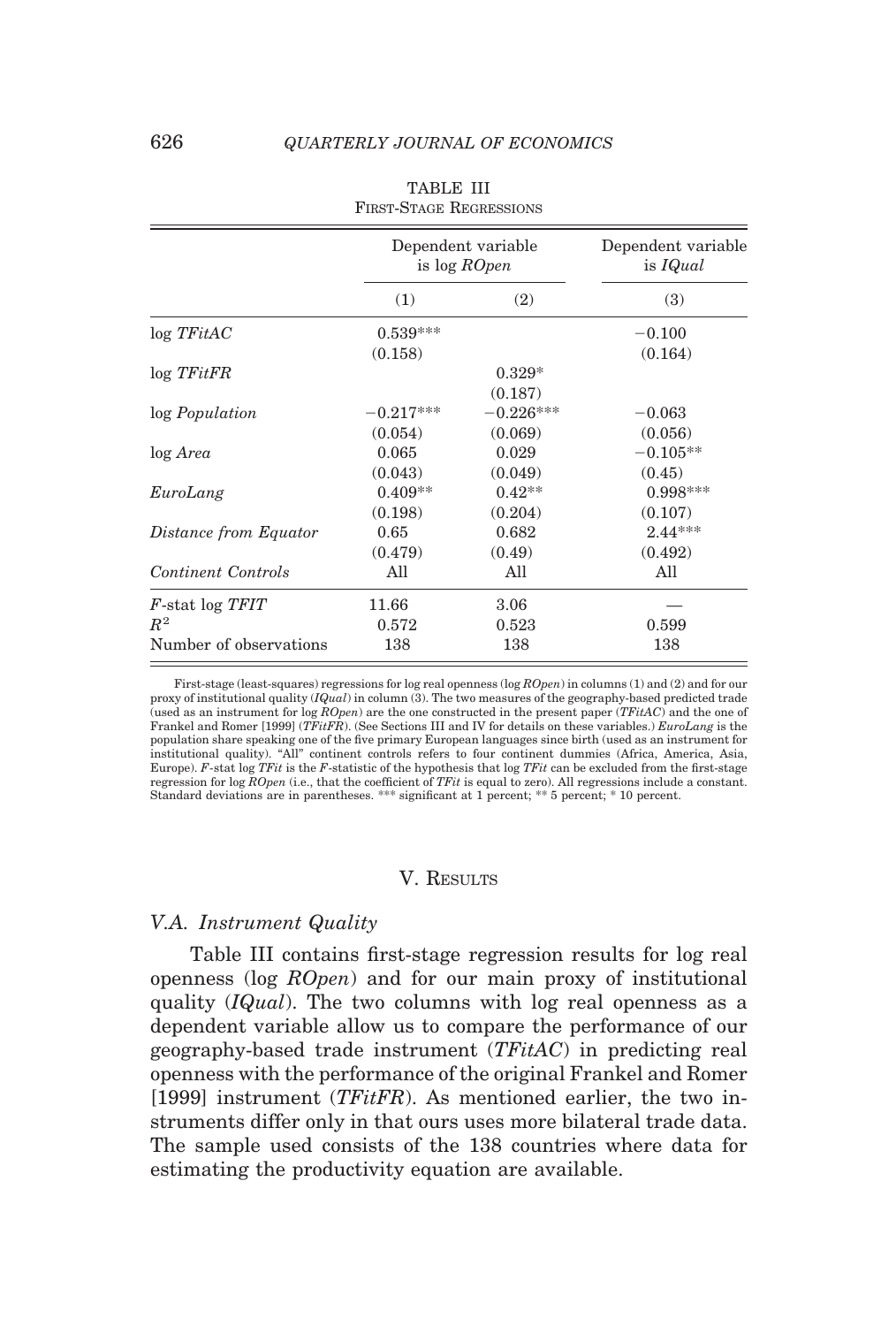TABLE III

FIRST-STAGE REGRESSIONS

| | Dependent variable is log *ROpen* | | Dependent variable is *IQual* |
|---|---|---|---|
| | (1) | (2) | (3) |
| log *TFitAC* | 0.539*** | | −0.100 |
| | (0.158) | | (0.164) |
| log *TFitFR* | | 0.329* | |
| | | (0.187) | |
| log *Population* | −0.217*** | −0.226*** | −0.063 |
| | (0.054) | (0.069) | (0.056) |
| log *Area* | 0.065 | 0.029 | −0.105** |
| | (0.043) | (0.049) | (0.45) |
| *EuroLang* | 0.409** | 0.42** | 0.998*** |
| | (0.198) | (0.204) | (0.107) |
| *Distance from Equator* | 0.65 | 0.682 | 2.44*** |
| | (0.479) | (0.49) | (0.492) |
| *Continent Controls* | All | All | All |
| $F$-stat log *TFIT* | 11.66 | 3.06 | — |
| $R^2$ | 0.572 | 0.523 | 0.599 |
| Number of observations | 138 | 138 | 138 |

First-stage (least-squares) regressions for log real openness (log *ROpen*) in columns (1) and (2) and for our proxy of institutional quality (*IQual*) in column (3). The two measures of the geography-based predicted trade (used as an instrument for log *ROpen*) are the one constructed in the present paper (*TFitAC*) and the one of Frankel and Romer [1999] (*TFitFR*). (See Sections III and IV for details on these variables.) *EuroLang* is the population share speaking one of the five primary European languages since birth (used as an instrument for institutional quality). "All" continent controls refers to four continent dummies (Africa, America, Asia, Europe). $F$-stat log *TFit* is the $F$-statistic of the hypothesis that log *TFit* can be excluded from the first-stage regression for log *ROpen* (i.e., that the coefficient of *TFit* is equal to zero). All regressions include a constant. Standard deviations are in parentheses. *** significant at 1 percent; ** 5 percent; * 10 percent.

## V. RESULTS

### V.A. Instrument Quality

Table III contains first-stage regression results for log real openness (log *ROpen*) and for our main proxy of institutional quality (*IQual*). The two columns with log real openness as a dependent variable allow us to compare the performance of our geography-based trade instrument (*TFitAC*) in predicting real openness with the performance of the original Frankel and Romer [1999] instrument (*TFitFR*). As mentioned earlier, the two instruments differ only in that ours uses more bilateral trade data. The sample used consists of the 138 countries where data for estimating the productivity equation are available.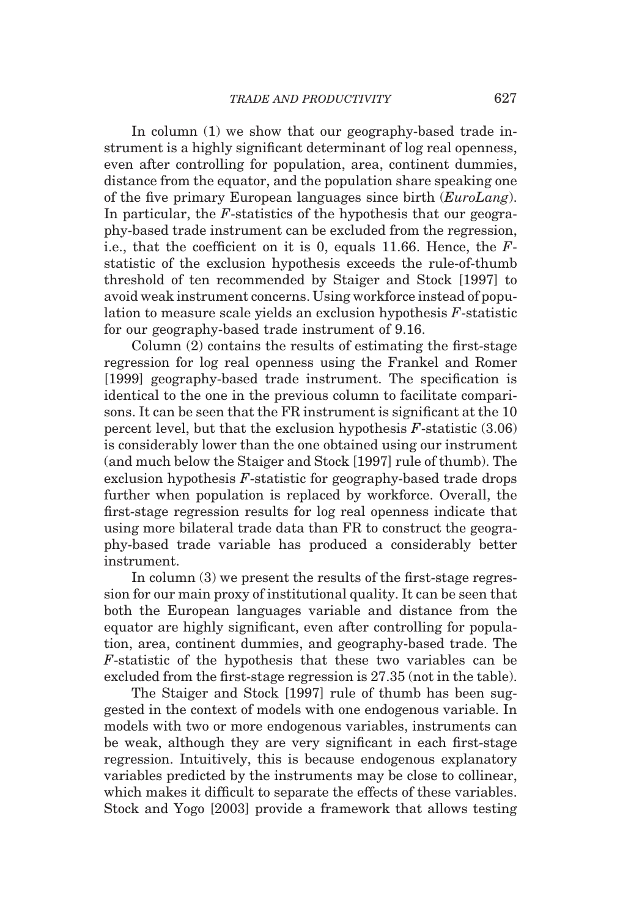In column (1) we show that our geography-based trade instrument is a highly significant determinant of log real openness, even after controlling for population, area, continent dummies, distance from the equator, and the population share speaking one of the five primary European languages since birth (*EuroLang*). In particular, the $F$-statistics of the hypothesis that our geography-based trade instrument can be excluded from the regression, i.e., that the coefficient on it is 0, equals 11.66. Hence, the $F$-statistic of the exclusion hypothesis exceeds the rule-of-thumb threshold of ten recommended by Staiger and Stock [1997] to avoid weak instrument concerns. Using workforce instead of population to measure scale yields an exclusion hypothesis $F$-statistic for our geography-based trade instrument of 9.16.

Column (2) contains the results of estimating the first-stage regression for log real openness using the Frankel and Romer [1999] geography-based trade instrument. The specification is identical to the one in the previous column to facilitate comparisons. It can be seen that the FR instrument is significant at the 10 percent level, but that the exclusion hypothesis $F$-statistic (3.06) is considerably lower than the one obtained using our instrument (and much below the Staiger and Stock [1997] rule of thumb). The exclusion hypothesis $F$-statistic for geography-based trade drops further when population is replaced by workforce. Overall, the first-stage regression results for log real openness indicate that using more bilateral trade data than FR to construct the geography-based trade variable has produced a considerably better instrument.

In column (3) we present the results of the first-stage regression for our main proxy of institutional quality. It can be seen that both the European languages variable and distance from the equator are highly significant, even after controlling for population, area, continent dummies, and geography-based trade. The $F$-statistic of the hypothesis that these two variables can be excluded from the first-stage regression is 27.35 (not in the table).

The Staiger and Stock [1997] rule of thumb has been suggested in the context of models with one endogenous variable. In models with two or more endogenous variables, instruments can be weak, although they are very significant in each first-stage regression. Intuitively, this is because endogenous explanatory variables predicted by the instruments may be close to collinear, which makes it difficult to separate the effects of these variables. Stock and Yogo [2003] provide a framework that allows testing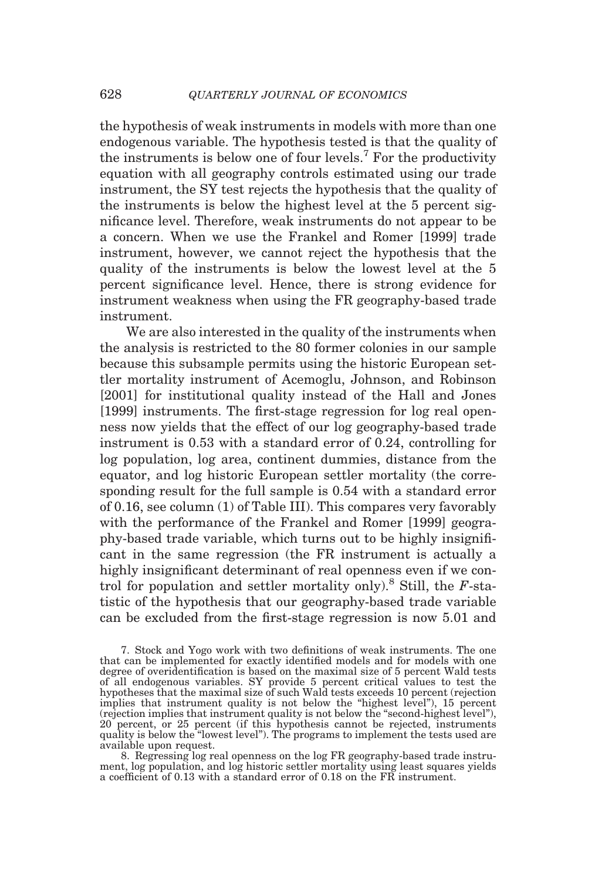the hypothesis of weak instruments in models with more than one endogenous variable. The hypothesis tested is that the quality of the instruments is below one of four levels.[7] For the productivity equation with all geography controls estimated using our trade instrument, the SY test rejects the hypothesis that the quality of the instruments is below the highest level at the 5 percent significance level. Therefore, weak instruments do not appear to be a concern. When we use the Frankel and Romer [1999] trade instrument, however, we cannot reject the hypothesis that the quality of the instruments is below the lowest level at the 5 percent significance level. Hence, there is strong evidence for instrument weakness when using the FR geography-based trade instrument.

We are also interested in the quality of the instruments when the analysis is restricted to the 80 former colonies in our sample because this subsample permits using the historic European settler mortality instrument of Acemoglu, Johnson, and Robinson [2001] for institutional quality instead of the Hall and Jones [1999] instruments. The first-stage regression for log real openness now yields that the effect of our log geography-based trade instrument is 0.53 with a standard error of 0.24, controlling for log population, log area, continent dummies, distance from the equator, and log historic European settler mortality (the corresponding result for the full sample is 0.54 with a standard error of 0.16, see column (1) of Table III). This compares very favorably with the performance of the Frankel and Romer [1999] geography-based trade variable, which turns out to be highly insignificant in the same regression (the FR instrument is actually a highly insignificant determinant of real openness even if we control for population and settler mortality only).[8] Still, the $F$-statistic of the hypothesis that our geography-based trade variable can be excluded from the first-stage regression is now 5.01 and

7. Stock and Yogo work with two definitions of weak instruments. The one that can be implemented for exactly identified models and for models with one degree of overidentification is based on the maximal size of 5 percent Wald tests of all endogenous variables. SY provide 5 percent critical values to test the hypotheses that the maximal size of such Wald tests exceeds 10 percent (rejection implies that instrument quality is not below the "highest level"), 15 percent (rejection implies that instrument quality is not below the "second-highest level"), 20 percent, or 25 percent (if this hypothesis cannot be rejected, instruments quality is below the "lowest level"). The programs to implement the tests used are available upon request.

8. Regressing log real openness on the log FR geography-based trade instrument, log population, and log historic settler mortality using least squares yields a coefficient of 0.13 with a standard error of 0.18 on the FR instrument.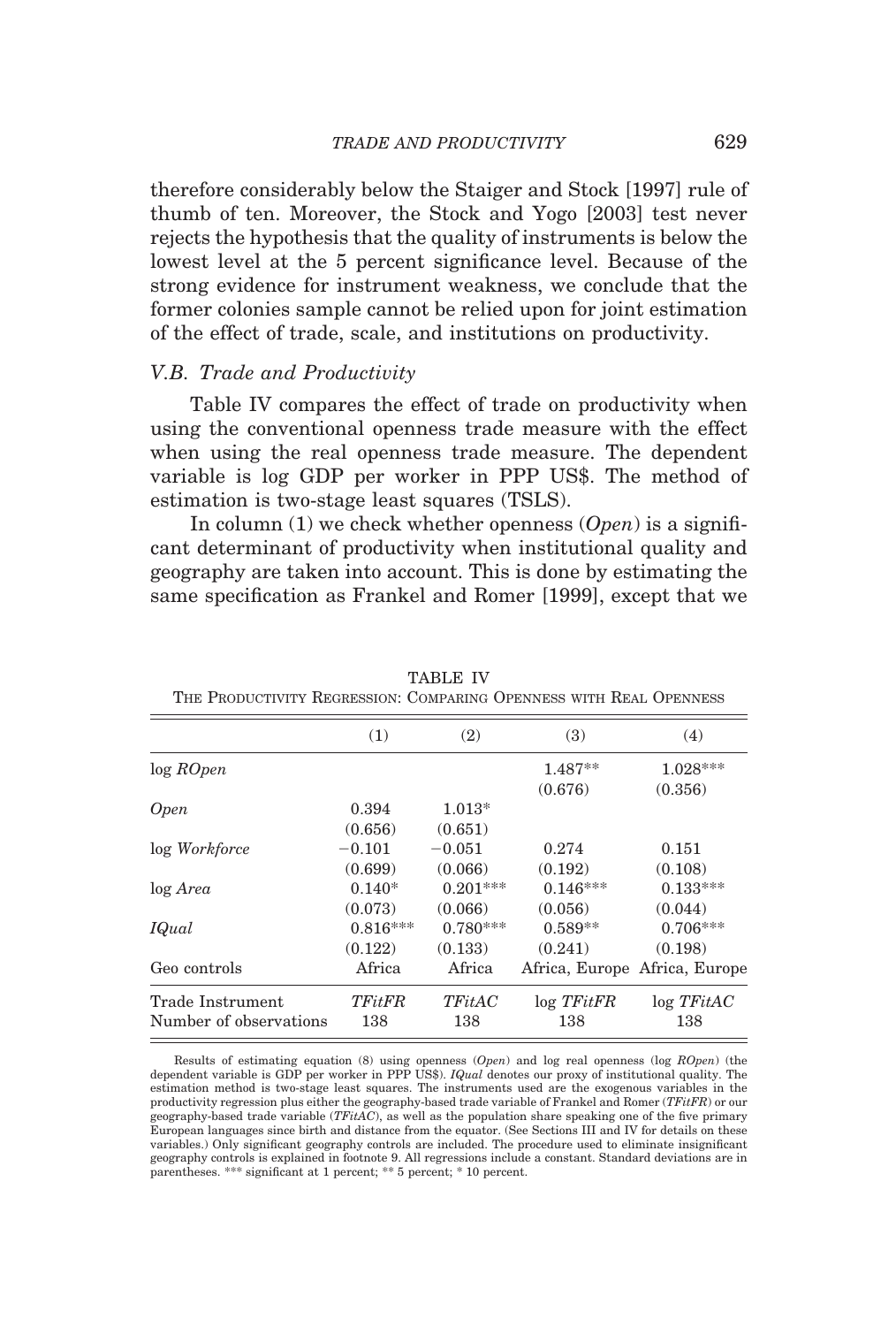therefore considerably below the Staiger and Stock [1997] rule of thumb of ten. Moreover, the Stock and Yogo [2003] test never rejects the hypothesis that the quality of instruments is below the lowest level at the 5 percent significance level. Because of the strong evidence for instrument weakness, we conclude that the former colonies sample cannot be relied upon for joint estimation of the effect of trade, scale, and institutions on productivity.

### *V.B. Trade and Productivity*

Table IV compares the effect of trade on productivity when using the conventional openness trade measure with the effect when using the real openness trade measure. The dependent variable is log GDP per worker in PPP US$. The method of estimation is two-stage least squares (TSLS).

In column (1) we check whether openness (*Open*) is a significant determinant of productivity when institutional quality and geography are taken into account. This is done by estimating the same specification as Frankel and Romer [1999], except that we

TABLE IV
THE PRODUCTIVITY REGRESSION: COMPARING OPENNESS WITH REAL OPENNESS

| | (1) | (2) | (3) | (4) |
|---|---|---|---|---|
| log *ROpen* | | | 1.487** | 1.028*** |
| | | | (0.676) | (0.356) |
| *Open* | 0.394 | 1.013* | | |
| | (0.656) | (0.651) | | |
| log *Workforce* | −0.101 | −0.051 | 0.274 | 0.151 |
| | (0.699) | (0.066) | (0.192) | (0.108) |
| log *Area* | 0.140* | 0.201*** | 0.146*** | 0.133*** |
| | (0.073) | (0.066) | (0.056) | (0.044) |
| *IQual* | 0.816*** | 0.780*** | 0.589** | 0.706*** |
| | (0.122) | (0.133) | (0.241) | (0.198) |
| Geo controls | Africa | Africa | Africa, Europe | Africa, Europe |
| Trade Instrument | *TFitFR* | *TFitAC* | log *TFitFR* | log *TFitAC* |
| Number of observations | 138 | 138 | 138 | 138 |

Results of estimating equation (8) using openness (*Open*) and log real openness (log *ROpen*) (the dependent variable is GDP per worker in PPP US$). *IQual* denotes our proxy of institutional quality. The estimation method is two-stage least squares. The instruments used are the exogenous variables in the productivity regression plus either the geography-based trade variable of Frankel and Romer (*TFitFR*) or our geography-based trade variable (*TFitAC*), as well as the population share speaking one of the five primary European languages since birth and distance from the equator. (See Sections III and IV for details on these variables.) Only significant geography controls are included. The procedure used to eliminate insignificant geography controls is explained in footnote 9. All regressions include a constant. Standard deviations are in parentheses. *** significant at 1 percent; ** 5 percent; * 10 percent.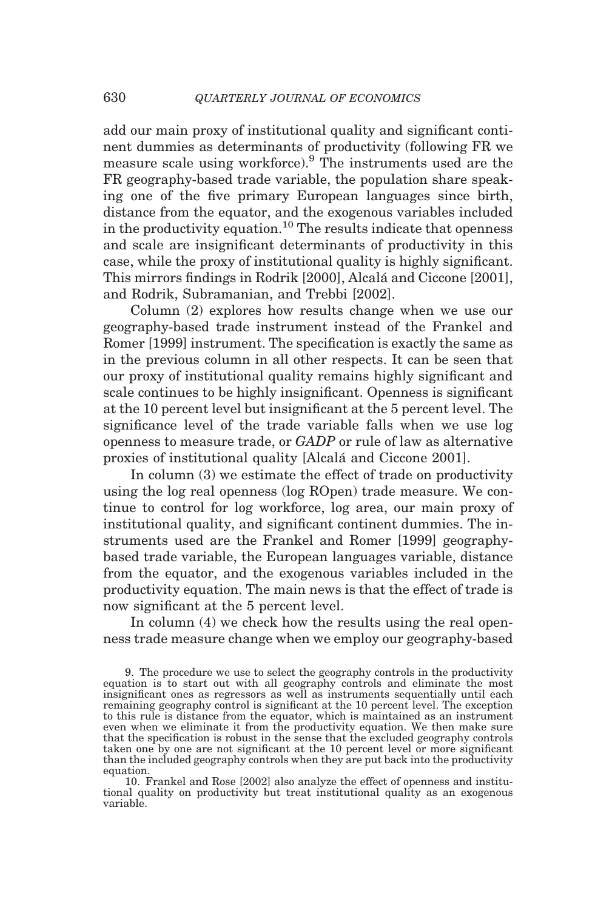add our main proxy of institutional quality and significant continent dummies as determinants of productivity (following FR we measure scale using workforce).[9] The instruments used are the FR geography-based trade variable, the population share speaking one of the five primary European languages since birth, distance from the equator, and the exogenous variables included in the productivity equation.[10] The results indicate that openness and scale are insignificant determinants of productivity in this case, while the proxy of institutional quality is highly significant. This mirrors findings in Rodrik [2000], Alcalá and Ciccone [2001], and Rodrik, Subramanian, and Trebbi [2002].

Column (2) explores how results change when we use our geography-based trade instrument instead of the Frankel and Romer [1999] instrument. The specification is exactly the same as in the previous column in all other respects. It can be seen that our proxy of institutional quality remains highly significant and scale continues to be highly insignificant. Openness is significant at the 10 percent level but insignificant at the 5 percent level. The significance level of the trade variable falls when we use log openness to measure trade, or *GADP* or rule of law as alternative proxies of institutional quality [Alcalá and Ciccone 2001].

In column (3) we estimate the effect of trade on productivity using the log real openness (log ROpen) trade measure. We continue to control for log workforce, log area, our main proxy of institutional quality, and significant continent dummies. The instruments used are the Frankel and Romer [1999] geography-based trade variable, the European languages variable, distance from the equator, and the exogenous variables included in the productivity equation. The main news is that the effect of trade is now significant at the 5 percent level.

In column (4) we check how the results using the real openness trade measure change when we employ our geography-based

9. The procedure we use to select the geography controls in the productivity equation is to start out with all geography controls and eliminate the most insignificant ones as regressors as well as instruments sequentially until each remaining geography control is significant at the 10 percent level. The exception to this rule is distance from the equator, which is maintained as an instrument even when we eliminate it from the productivity equation. We then make sure that the specification is robust in the sense that the excluded geography controls taken one by one are not significant at the 10 percent level or more significant than the included geography controls when they are put back into the productivity equation.

10. Frankel and Rose [2002] also analyze the effect of openness and institutional quality on productivity but treat institutional quality as an exogenous variable.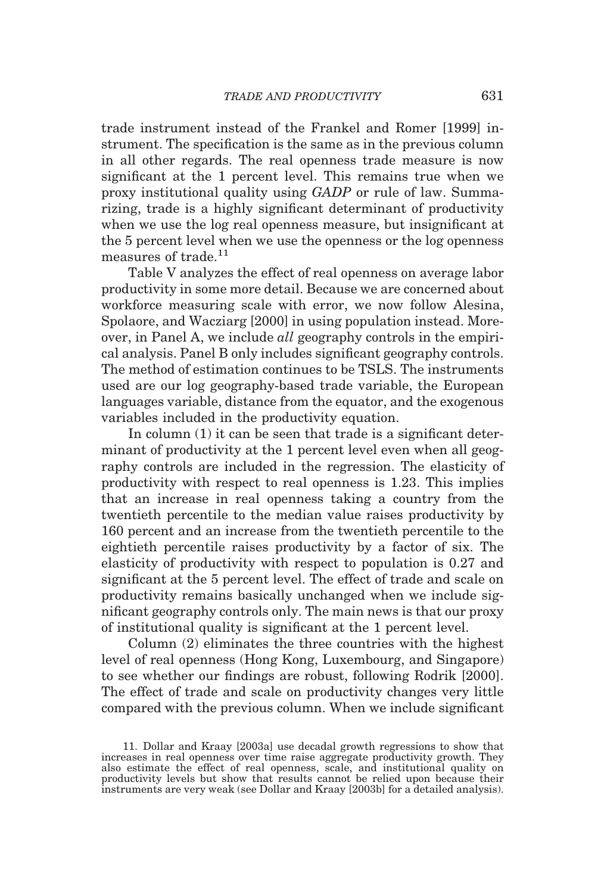trade instrument instead of the Frankel and Romer [1999] instrument. The specification is the same as in the previous column in all other regards. The real openness trade measure is now significant at the 1 percent level. This remains true when we proxy institutional quality using *GADP* or rule of law. Summarizing, trade is a highly significant determinant of productivity when we use the log real openness measure, but insignificant at the 5 percent level when we use the openness or the log openness measures of trade.[11]

Table V analyzes the effect of real openness on average labor productivity in some more detail. Because we are concerned about workforce measuring scale with error, we now follow Alesina, Spolaore, and Wacziarg [2000] in using population instead. Moreover, in Panel A, we include *all* geography controls in the empirical analysis. Panel B only includes significant geography controls. The method of estimation continues to be TSLS. The instruments used are our log geography-based trade variable, the European languages variable, distance from the equator, and the exogenous variables included in the productivity equation.

In column (1) it can be seen that trade is a significant determinant of productivity at the 1 percent level even when all geography controls are included in the regression. The elasticity of productivity with respect to real openness is 1.23. This implies that an increase in real openness taking a country from the twentieth percentile to the median value raises productivity by 160 percent and an increase from the twentieth percentile to the eightieth percentile raises productivity by a factor of six. The elasticity of productivity with respect to population is 0.27 and significant at the 5 percent level. The effect of trade and scale on productivity remains basically unchanged when we include significant geography controls only. The main news is that our proxy of institutional quality is significant at the 1 percent level.

Column (2) eliminates the three countries with the highest level of real openness (Hong Kong, Luxembourg, and Singapore) to see whether our findings are robust, following Rodrik [2000]. The effect of trade and scale on productivity changes very little compared with the previous column. When we include significant

11. Dollar and Kraay [2003a] use decadal growth regressions to show that increases in real openness over time raise aggregate productivity growth. They also estimate the effect of real openness, scale, and institutional quality on productivity levels but show that results cannot be relied upon because their instruments are very weak (see Dollar and Kraay [2003b] for a detailed analysis).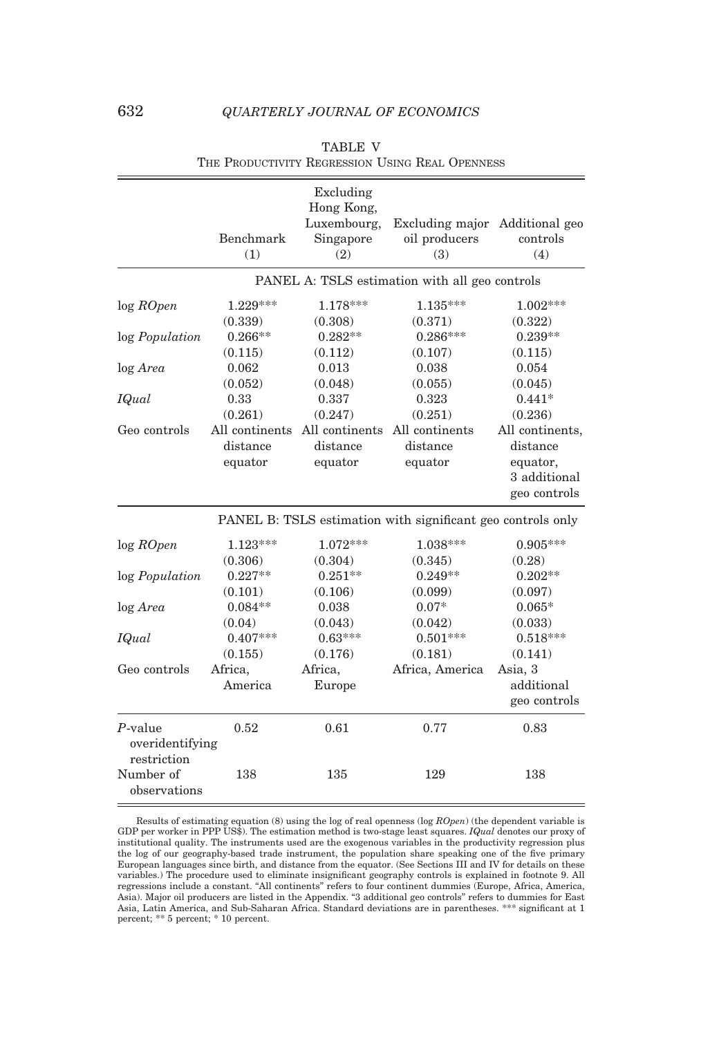TABLE V

The Productivity Regression Using Real Openness

| | Benchmark (1) | Excluding Hong Kong, Luxembourg, Singapore (2) | Excluding major oil producers (3) | Additional geo controls (4) |
|---|---|---|---|---|
| | PANEL A: TSLS estimation with all geo controls | | | |
| log *ROpen* | 1.229*** | 1.178*** | 1.135*** | 1.002*** |
| | (0.339) | (0.308) | (0.371) | (0.322) |
| log *Population* | 0.266** | 0.282** | 0.286*** | 0.239** |
| | (0.115) | (0.112) | (0.107) | (0.115) |
| log *Area* | 0.062 | 0.013 | 0.038 | 0.054 |
| | (0.052) | (0.048) | (0.055) | (0.045) |
| *IQual* | 0.33 | 0.337 | 0.323 | 0.441* |
| | (0.261) | (0.247) | (0.251) | (0.236) |
| Geo controls | All continents distance equator | All continents distance equator | All continents distance equator | All continents, distance equator, 3 additional geo controls |
| | PANEL B: TSLS estimation with significant geo controls only | | | |
| log *ROpen* | 1.123*** | 1.072*** | 1.038*** | 0.905*** |
| | (0.306) | (0.304) | (0.345) | (0.28) |
| log *Population* | 0.227** | 0.251** | 0.249** | 0.202** |
| | (0.101) | (0.106) | (0.099) | (0.097) |
| log *Area* | 0.084** | 0.038 | 0.07* | 0.065* |
| | (0.04) | (0.043) | (0.042) | (0.033) |
| *IQual* | 0.407*** | 0.63*** | 0.501*** | 0.518*** |
| | (0.155) | (0.176) | (0.181) | (0.141) |
| Geo controls | Africa, America | Africa, Europe | Africa, America | Asia, 3 additional geo controls |
| *P*-value overidentifying restriction | 0.52 | 0.61 | 0.77 | 0.83 |
| Number of observations | 138 | 135 | 129 | 138 |

Results of estimating equation (8) using the log of real openness (log *ROpen*) (the dependent variable is GDP per worker in PPP US$). The estimation method is two-stage least squares. *IQual* denotes our proxy of institutional quality. The instruments used are the exogenous variables in the productivity regression plus the log of our geography-based trade instrument, the population share speaking one of the five primary European languages since birth, and distance from the equator. (See Sections III and IV for details on these variables.) The procedure used to eliminate insignificant geography controls is explained in footnote 9. All regressions include a constant. "All continents" refers to four continent dummies (Europe, Africa, America, Asia). Major oil producers are listed in the Appendix. "3 additional geo controls" refers to dummies for East Asia, Latin America, and Sub-Saharan Africa. Standard deviations are in parentheses. *** significant at 1 percent; ** 5 percent; * 10 percent.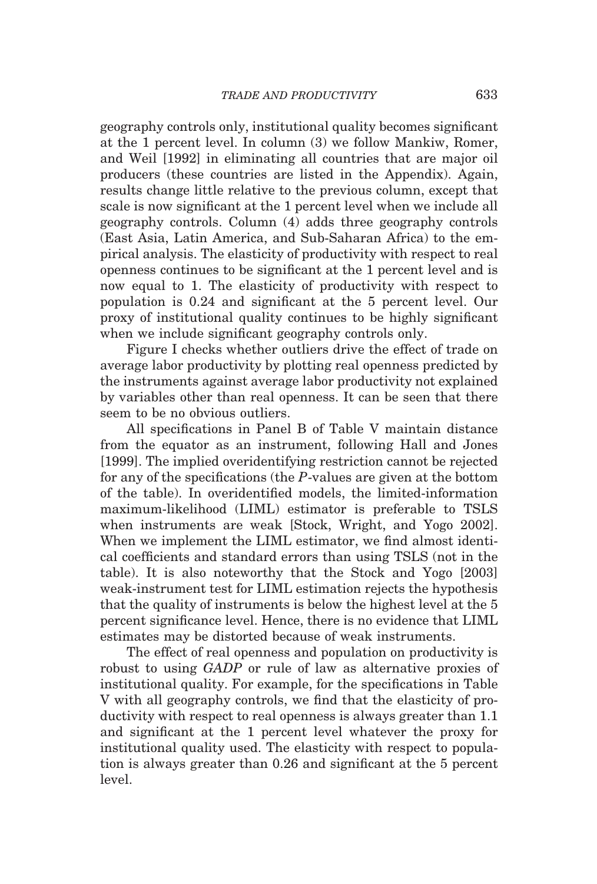geography controls only, institutional quality becomes significant at the 1 percent level. In column (3) we follow Mankiw, Romer, and Weil [1992] in eliminating all countries that are major oil producers (these countries are listed in the Appendix). Again, results change little relative to the previous column, except that scale is now significant at the 1 percent level when we include all geography controls. Column (4) adds three geography controls (East Asia, Latin America, and Sub-Saharan Africa) to the empirical analysis. The elasticity of productivity with respect to real openness continues to be significant at the 1 percent level and is now equal to 1. The elasticity of productivity with respect to population is 0.24 and significant at the 5 percent level. Our proxy of institutional quality continues to be highly significant when we include significant geography controls only.

Figure I checks whether outliers drive the effect of trade on average labor productivity by plotting real openness predicted by the instruments against average labor productivity not explained by variables other than real openness. It can be seen that there seem to be no obvious outliers.

All specifications in Panel B of Table V maintain distance from the equator as an instrument, following Hall and Jones [1999]. The implied overidentifying restriction cannot be rejected for any of the specifications (the *P*-values are given at the bottom of the table). In overidentified models, the limited-information maximum-likelihood (LIML) estimator is preferable to TSLS when instruments are weak [Stock, Wright, and Yogo 2002]. When we implement the LIML estimator, we find almost identical coefficients and standard errors than using TSLS (not in the table). It is also noteworthy that the Stock and Yogo [2003] weak-instrument test for LIML estimation rejects the hypothesis that the quality of instruments is below the highest level at the 5 percent significance level. Hence, there is no evidence that LIML estimates may be distorted because of weak instruments.

The effect of real openness and population on productivity is robust to using *GADP* or rule of law as alternative proxies of institutional quality. For example, for the specifications in Table V with all geography controls, we find that the elasticity of productivity with respect to real openness is always greater than 1.1 and significant at the 1 percent level whatever the proxy for institutional quality used. The elasticity with respect to population is always greater than 0.26 and significant at the 5 percent level.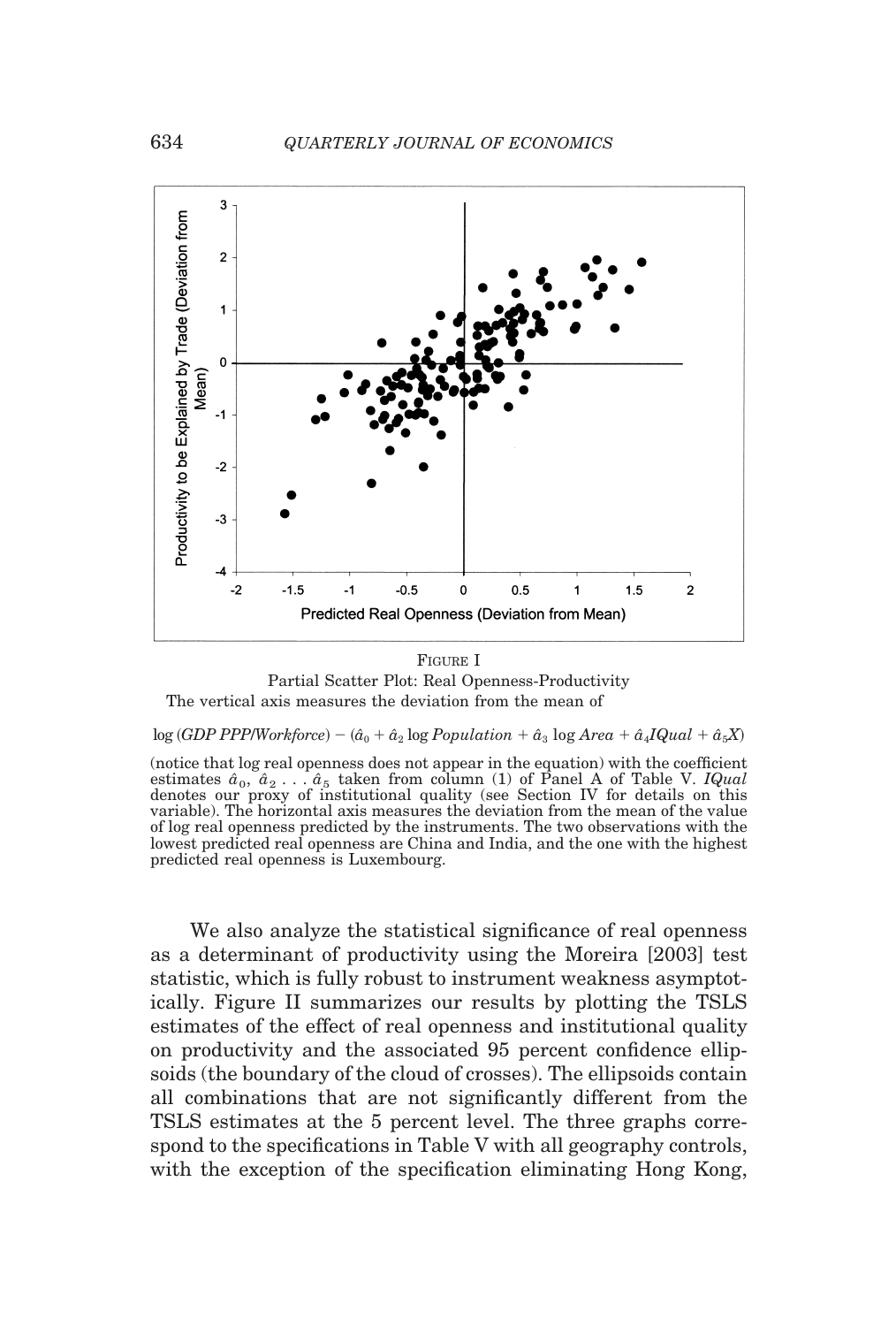FIGURE I

Partial Scatter Plot: Real Openness-Productivity

The vertical axis measures the deviation from the mean of

$$\log(GDP\ PPP/Workforce) - (\hat{a}_0 + \hat{a}_2 \log Population + \hat{a}_3 \log Area + \hat{a}_4 IQual + \hat{a}_5 X)$$

(notice that log real openness does not appear in the equation) with the coefficient estimates $\hat{a}_0$, $\hat{a}_2 \ldots \hat{a}_5$ taken from column (1) of Panel A of Table V. *IQual* denotes our proxy of institutional quality (see Section IV for details on this variable). The horizontal axis measures the deviation from the mean of the value of log real openness predicted by the instruments. The two observations with the lowest predicted real openness are China and India, and the one with the highest predicted real openness is Luxembourg.

We also analyze the statistical significance of real openness as a determinant of productivity using the Moreira [2003] test statistic, which is fully robust to instrument weakness asymptotically. Figure II summarizes our results by plotting the TSLS estimates of the effect of real openness and institutional quality on productivity and the associated 95 percent confidence ellipsoids (the boundary of the cloud of crosses). The ellipsoids contain all combinations that are not significantly different from the TSLS estimates at the 5 percent level. The three graphs correspond to the specifications in Table V with all geography controls, with the exception of the specification eliminating Hong Kong,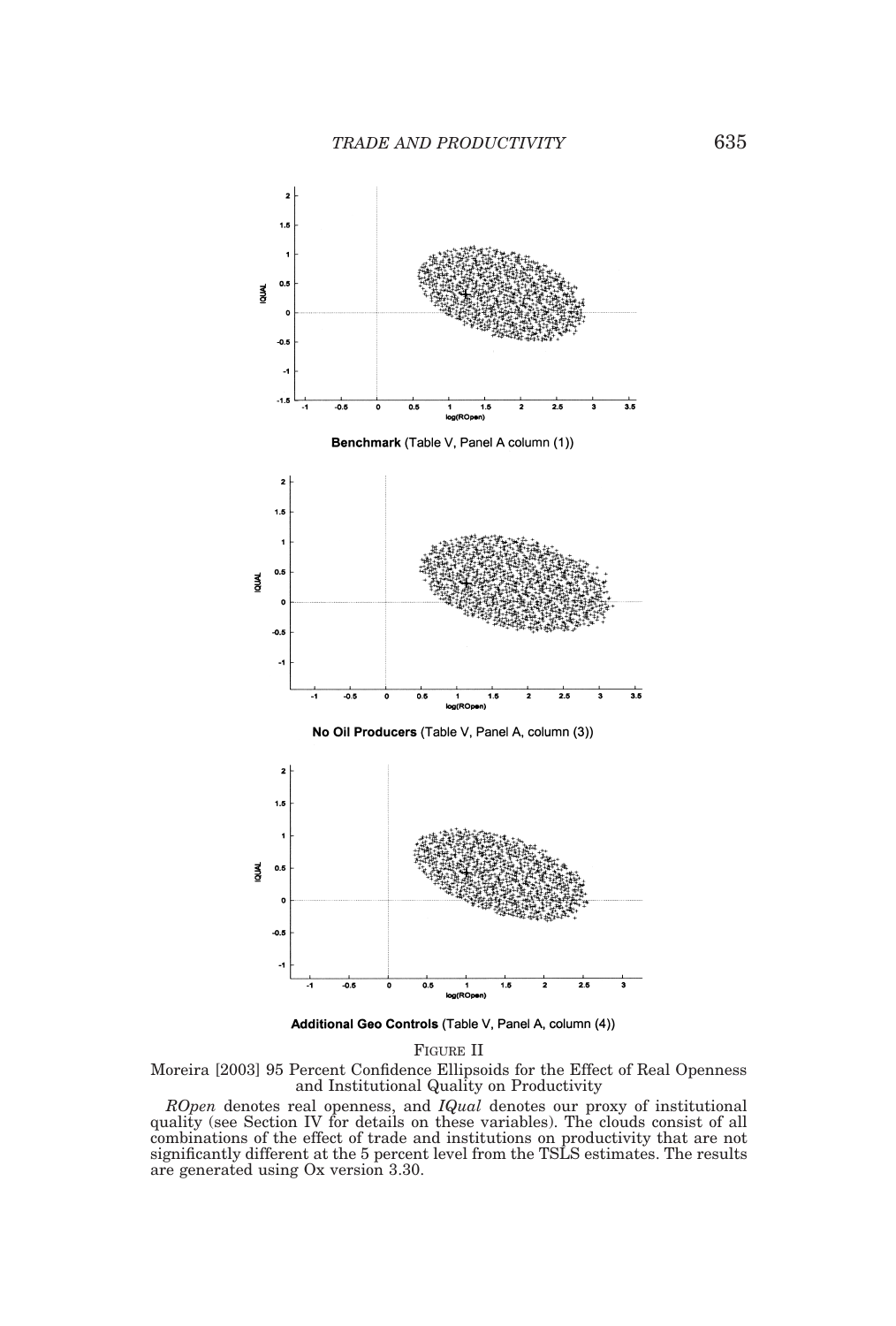Benchmark (Table V, Panel A column (1))

No Oil Producers (Table V, Panel A, column (3))

Additional Geo Controls (Table V, Panel A, column (4))

FIGURE II

Moreira [2003] 95 Percent Confidence Ellipsoids for the Effect of Real Openness and Institutional Quality on Productivity

*ROpen* denotes real openness, and *IQual* denotes our proxy of institutional quality (see Section IV for details on these variables). The clouds consist of all combinations of the effect of trade and institutions on productivity that are not significantly different at the 5 percent level from the TSLS estimates. The results are generated using Ox version 3.30.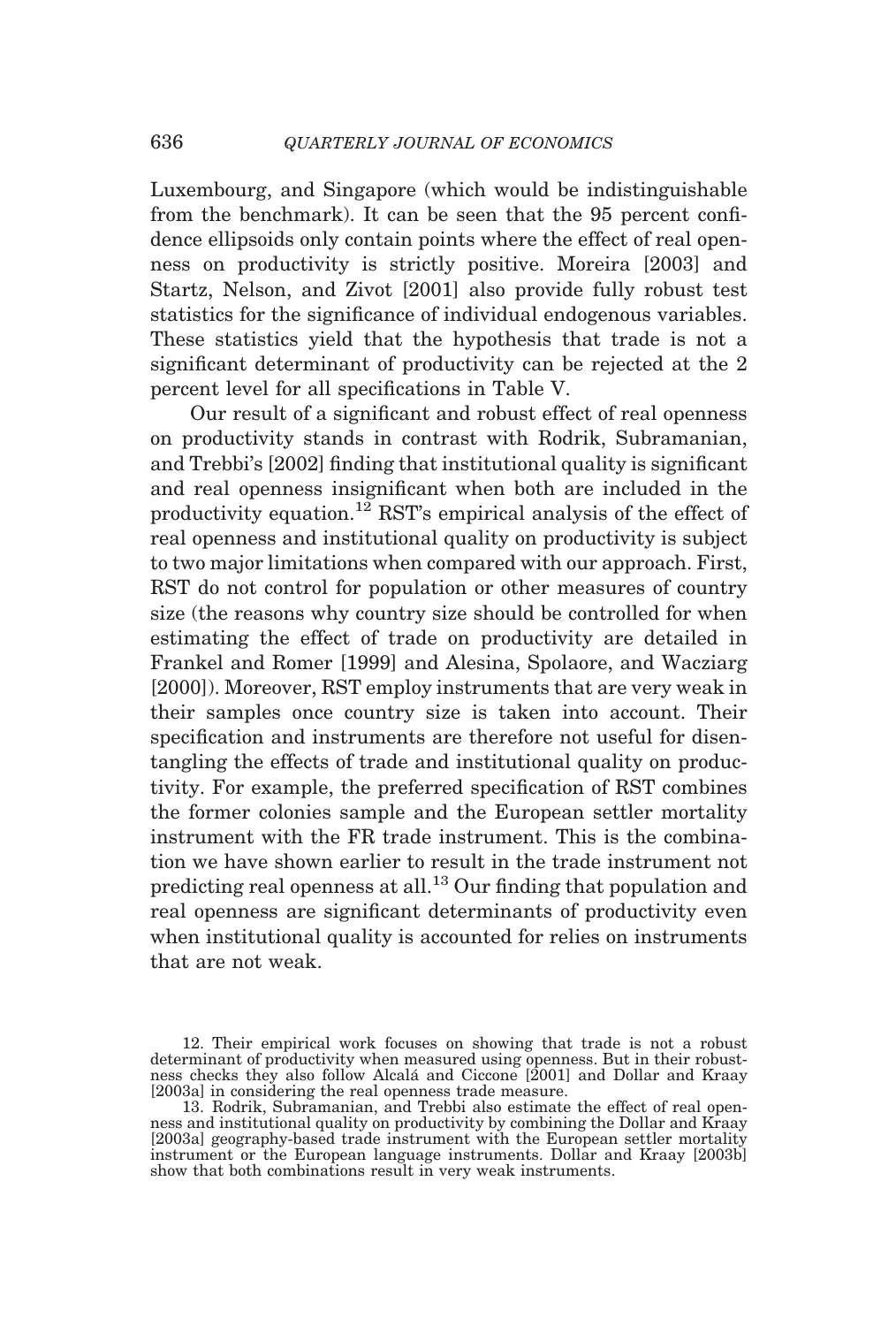Luxembourg, and Singapore (which would be indistinguishable from the benchmark). It can be seen that the 95 percent confidence ellipsoids only contain points where the effect of real openness on productivity is strictly positive. Moreira [2003] and Startz, Nelson, and Zivot [2001] also provide fully robust test statistics for the significance of individual endogenous variables. These statistics yield that the hypothesis that trade is not a significant determinant of productivity can be rejected at the 2 percent level for all specifications in Table V.

Our result of a significant and robust effect of real openness on productivity stands in contrast with Rodrik, Subramanian, and Trebbi's [2002] finding that institutional quality is significant and real openness insignificant when both are included in the productivity equation.[12] RST's empirical analysis of the effect of real openness and institutional quality on productivity is subject to two major limitations when compared with our approach. First, RST do not control for population or other measures of country size (the reasons why country size should be controlled for when estimating the effect of trade on productivity are detailed in Frankel and Romer [1999] and Alesina, Spolaore, and Wacziarg [2000]). Moreover, RST employ instruments that are very weak in their samples once country size is taken into account. Their specification and instruments are therefore not useful for disentangling the effects of trade and institutional quality on productivity. For example, the preferred specification of RST combines the former colonies sample and the European settler mortality instrument with the FR trade instrument. This is the combination we have shown earlier to result in the trade instrument not predicting real openness at all.[13] Our finding that population and real openness are significant determinants of productivity even when institutional quality is accounted for relies on instruments that are not weak.

12. Their empirical work focuses on showing that trade is not a robust determinant of productivity when measured using openness. But in their robustness checks they also follow Alcalá and Ciccone [2001] and Dollar and Kraay [2003a] in considering the real openness trade measure.

13. Rodrik, Subramanian, and Trebbi also estimate the effect of real openness and institutional quality on productivity by combining the Dollar and Kraay [2003a] geography-based trade instrument with the European settler mortality instrument or the European language instruments. Dollar and Kraay [2003b] show that both combinations result in very weak instruments.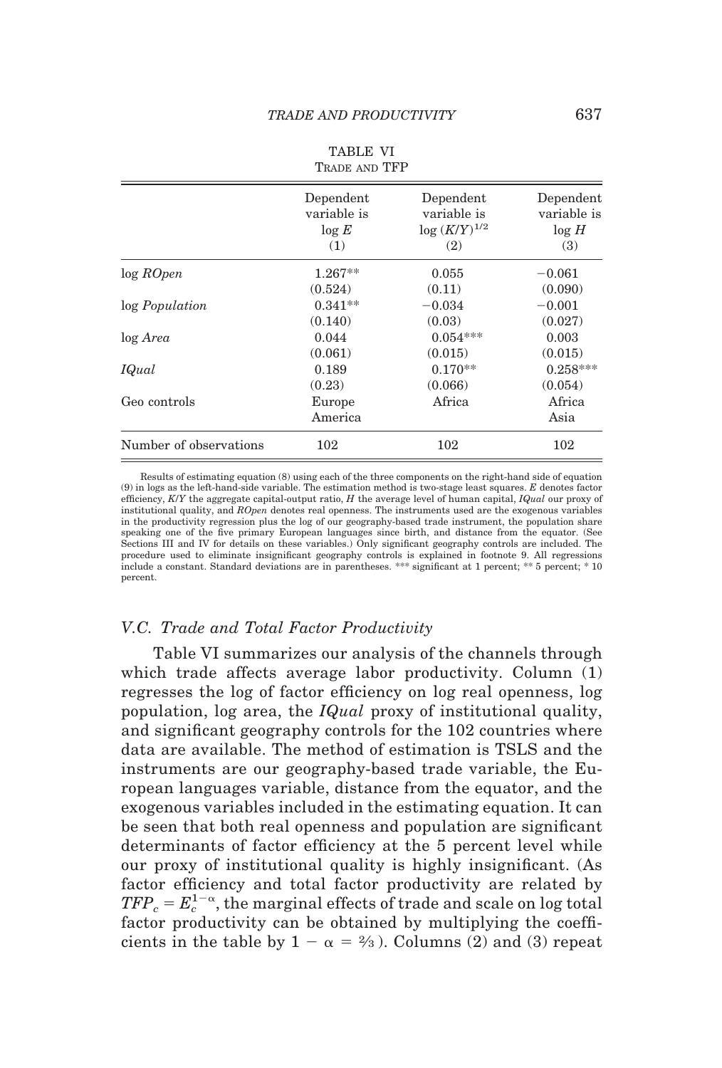TABLE VI
TRADE AND TFP

| | Dependent variable is $\log E$ (1) | Dependent variable is $\log (K/Y)^{1/2}$ (2) | Dependent variable is $\log H$ (3) |
|---|---|---|---|
| $\log$ *ROpen* | 1.267** | 0.055 | −0.061 |
| | (0.524) | (0.11) | (0.090) |
| $\log$ *Population* | 0.341** | −0.034 | −0.001 |
| | (0.140) | (0.03) | (0.027) |
| $\log$ *Area* | 0.044 | 0.054*** | 0.003 |
| | (0.061) | (0.015) | (0.015) |
| *IQual* | 0.189 | 0.170** | 0.258*** |
| | (0.23) | (0.066) | (0.054) |
| Geo controls | Europe America | Africa | Africa Asia |
| Number of observations | 102 | 102 | 102 |

Results of estimating equation (8) using each of the three components on the right-hand side of equation (9) in logs as the left-hand-side variable. The estimation method is two-stage least squares. $E$ denotes factor efficiency, $K/Y$ the aggregate capital-output ratio, $H$ the average level of human capital, *IQual* our proxy of institutional quality, and *ROpen* denotes real openness. The instruments used are the exogenous variables in the productivity regression plus the log of our geography-based trade instrument, the population share speaking one of the five primary European languages since birth, and distance from the equator. (See Sections III and IV for details on these variables.) Only significant geography controls are included. The procedure used to eliminate insignificant geography controls is explained in footnote 9. All regressions include a constant. Standard deviations are in parentheses. *** significant at 1 percent; ** 5 percent; * 10 percent.

### V.C. Trade and Total Factor Productivity

Table VI summarizes our analysis of the channels through which trade affects average labor productivity. Column (1) regresses the log of factor efficiency on log real openness, log population, log area, the *IQual* proxy of institutional quality, and significant geography controls for the 102 countries where data are available. The method of estimation is TSLS and the instruments are our geography-based trade variable, the European languages variable, distance from the equator, and the exogenous variables included in the estimating equation. It can be seen that both real openness and population are significant determinants of factor efficiency at the 5 percent level while our proxy of institutional quality is highly insignificant. (As factor efficiency and total factor productivity are related by $TFP_c = E_c^{1-\alpha}$, the marginal effects of trade and scale on log total factor productivity can be obtained by multiplying the coefficients in the table by $1 - \alpha = ⅔$). Columns (2) and (3) repeat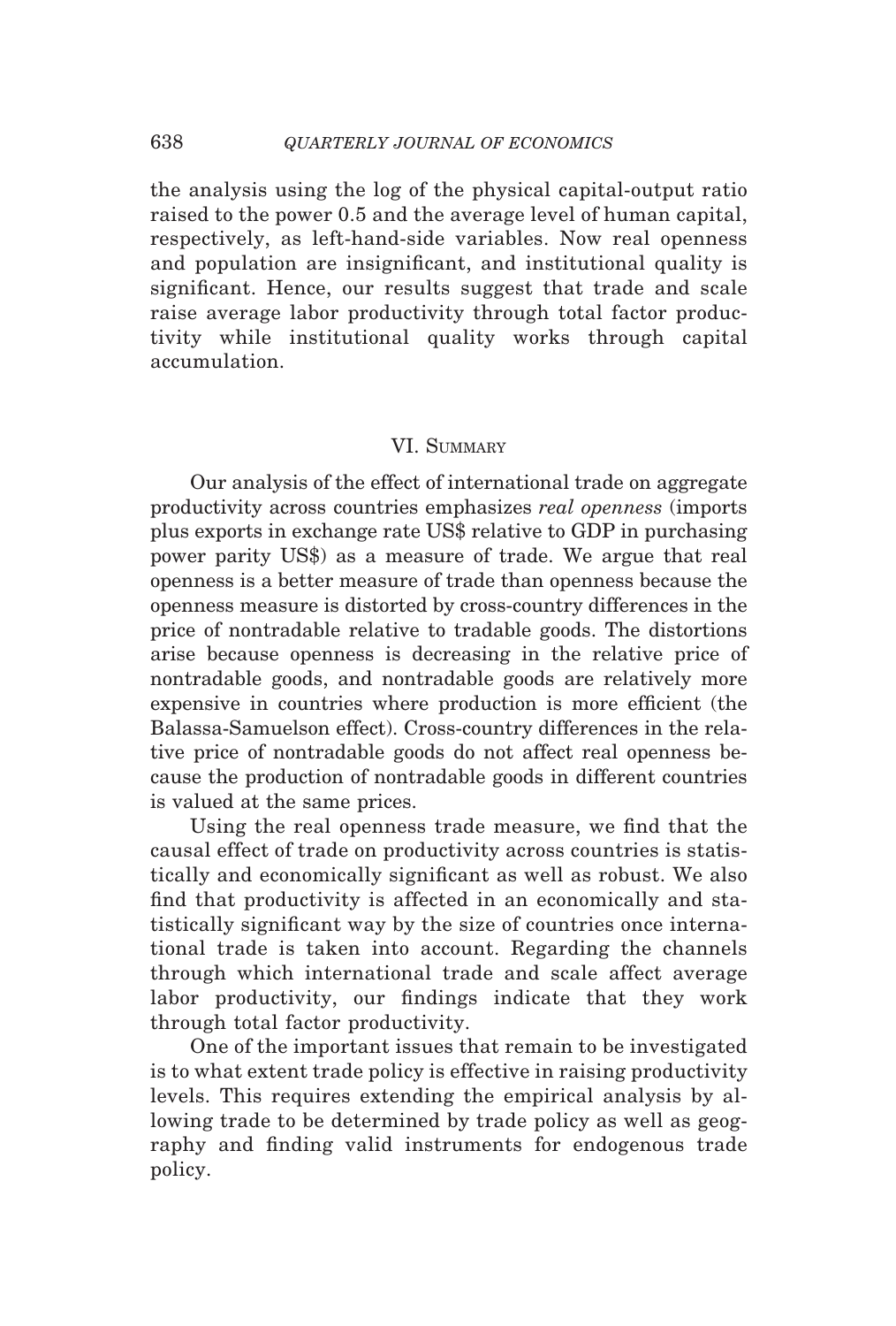the analysis using the log of the physical capital-output ratio raised to the power 0.5 and the average level of human capital, respectively, as left-hand-side variables. Now real openness and population are insignificant, and institutional quality is significant. Hence, our results suggest that trade and scale raise average labor productivity through total factor productivity while institutional quality works through capital accumulation.

## VI. Summary

Our analysis of the effect of international trade on aggregate productivity across countries emphasizes *real openness* (imports plus exports in exchange rate US$ relative to GDP in purchasing power parity US$) as a measure of trade. We argue that real openness is a better measure of trade than openness because the openness measure is distorted by cross-country differences in the price of nontradable relative to tradable goods. The distortions arise because openness is decreasing in the relative price of nontradable goods, and nontradable goods are relatively more expensive in countries where production is more efficient (the Balassa-Samuelson effect). Cross-country differences in the relative price of nontradable goods do not affect real openness because the production of nontradable goods in different countries is valued at the same prices.

Using the real openness trade measure, we find that the causal effect of trade on productivity across countries is statistically and economically significant as well as robust. We also find that productivity is affected in an economically and statistically significant way by the size of countries once international trade is taken into account. Regarding the channels through which international trade and scale affect average labor productivity, our findings indicate that they work through total factor productivity.

One of the important issues that remain to be investigated is to what extent trade policy is effective in raising productivity levels. This requires extending the empirical analysis by allowing trade to be determined by trade policy as well as geography and finding valid instruments for endogenous trade policy.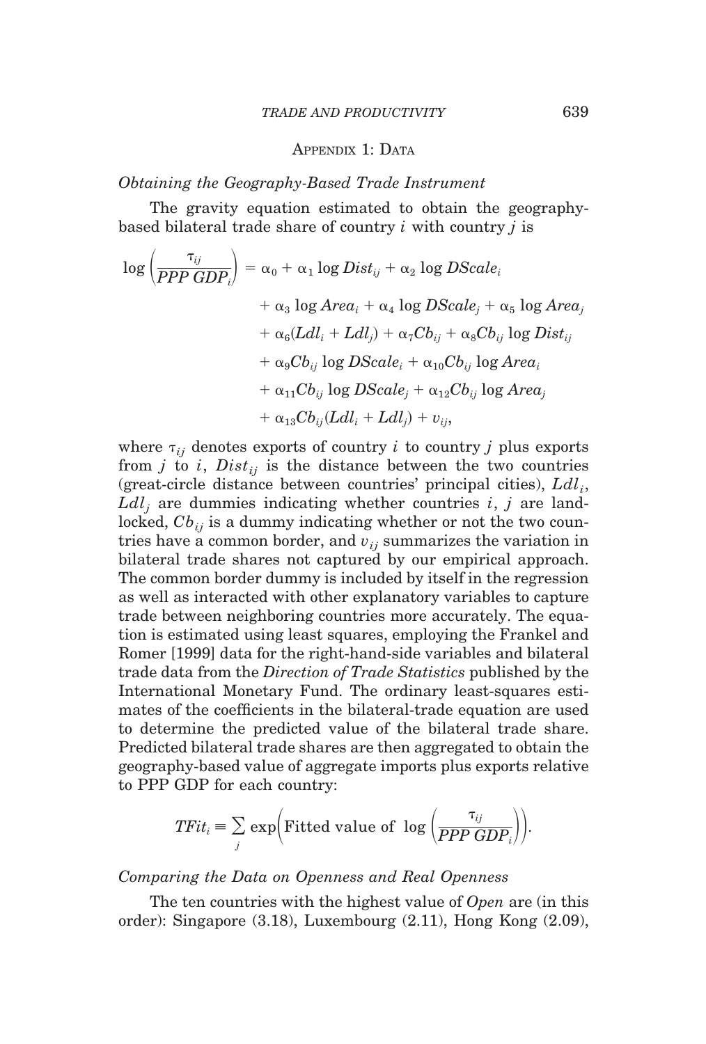## Appendix 1: Data

*Obtaining the Geography-Based Trade Instrument*

The gravity equation estimated to obtain the geography-based bilateral trade share of country $i$ with country $j$ is

$$
\begin{aligned}
\log\left(\frac{\tau_{ij}}{PPP\ GDP_i}\right) = {} & \alpha_0 + \alpha_1 \log Dist_{ij} + \alpha_2 \log DScale_i \\
& + \alpha_3 \log Area_i + \alpha_4 \log DScale_j + \alpha_5 \log Area_j \\
& + \alpha_6 (Ldl_i + Ldl_j) + \alpha_7 Cb_{ij} + \alpha_8 Cb_{ij} \log Dist_{ij} \\
& + \alpha_9 Cb_{ij} \log DScale_i + \alpha_{10} Cb_{ij} \log Area_i \\
& + \alpha_{11} Cb_{ij} \log DScale_j + \alpha_{12} Cb_{ij} \log Area_j \\
& + \alpha_{13} Cb_{ij}(Ldl_i + Ldl_j) + v_{ij},
\end{aligned}
$$

where $\tau_{ij}$ denotes exports of country $i$ to country $j$ plus exports from $j$ to $i$, $Dist_{ij}$ is the distance between the two countries (great-circle distance between countries' principal cities), $Ldl_i$, $Ldl_j$ are dummies indicating whether countries $i$, $j$ are landlocked, $Cb_{ij}$ is a dummy indicating whether or not the two countries have a common border, and $v_{ij}$ summarizes the variation in bilateral trade shares not captured by our empirical approach. The common border dummy is included by itself in the regression as well as interacted with other explanatory variables to capture trade between neighboring countries more accurately. The equation is estimated using least squares, employing the Frankel and Romer [1999] data for the right-hand-side variables and bilateral trade data from the *Direction of Trade Statistics* published by the International Monetary Fund. The ordinary least-squares estimates of the coefficients in the bilateral-trade equation are used to determine the predicted value of the bilateral trade share. Predicted bilateral trade shares are then aggregated to obtain the geography-based value of aggregate imports plus exports relative to PPP GDP for each country:

$$
TFit_i \equiv \sum_j \exp\left(\text{Fitted value of } \log\left(\frac{\tau_{ij}}{PPP\ GDP_i}\right)\right).
$$

*Comparing the Data on Openness and Real Openness*

The ten countries with the highest value of *Open* are (in this order): Singapore (3.18), Luxembourg (2.11), Hong Kong (2.09),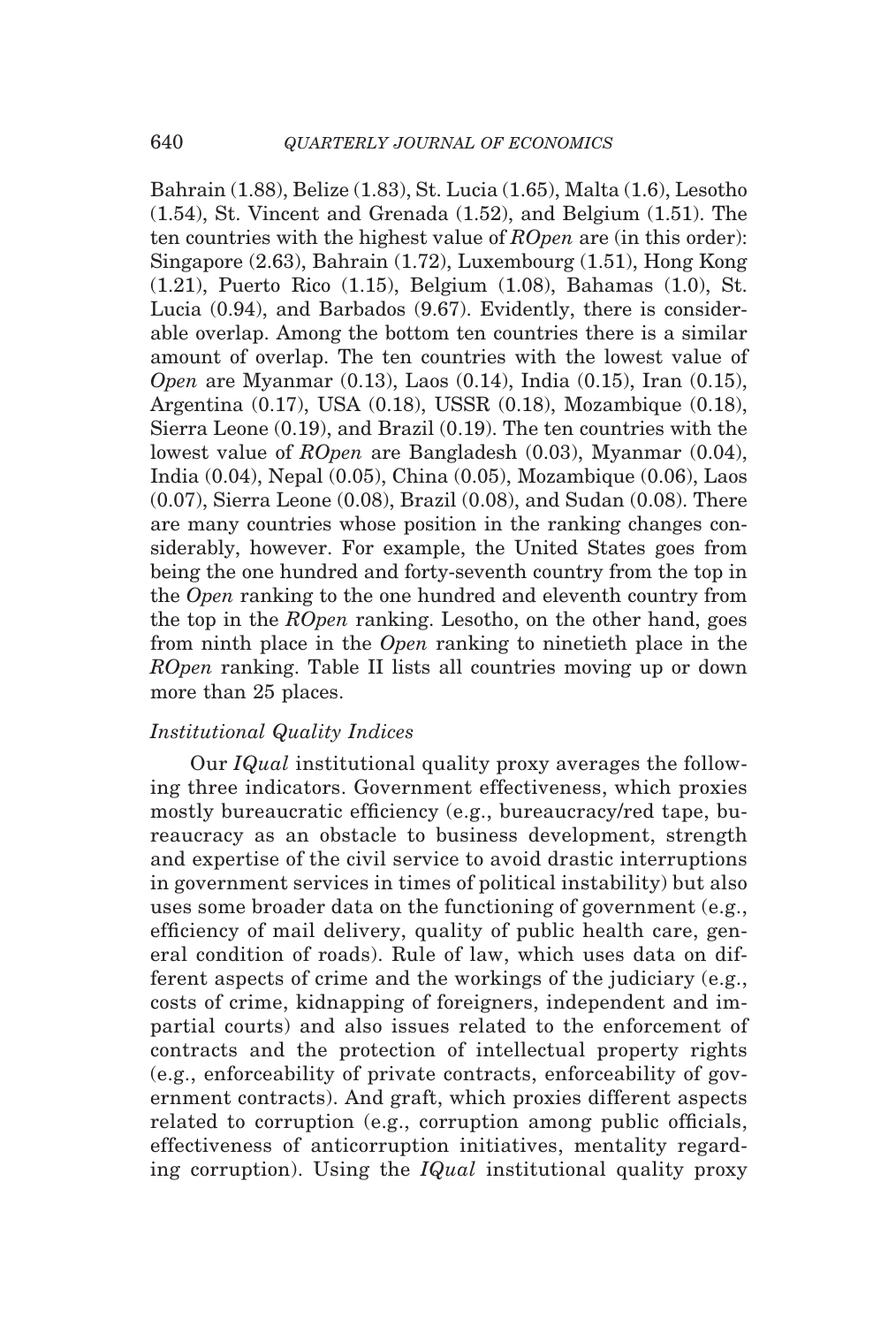Bahrain (1.88), Belize (1.83), St. Lucia (1.65), Malta (1.6), Lesotho (1.54), St. Vincent and Grenada (1.52), and Belgium (1.51). The ten countries with the highest value of *ROpen* are (in this order): Singapore (2.63), Bahrain (1.72), Luxembourg (1.51), Hong Kong (1.21), Puerto Rico (1.15), Belgium (1.08), Bahamas (1.0), St. Lucia (0.94), and Barbados (9.67). Evidently, there is considerable overlap. Among the bottom ten countries there is a similar amount of overlap. The ten countries with the lowest value of *Open* are Myanmar (0.13), Laos (0.14), India (0.15), Iran (0.15), Argentina (0.17), USA (0.18), USSR (0.18), Mozambique (0.18), Sierra Leone (0.19), and Brazil (0.19). The ten countries with the lowest value of *ROpen* are Bangladesh (0.03), Myanmar (0.04), India (0.04), Nepal (0.05), China (0.05), Mozambique (0.06), Laos (0.07), Sierra Leone (0.08), Brazil (0.08), and Sudan (0.08). There are many countries whose position in the ranking changes considerably, however. For example, the United States goes from being the one hundred and forty-seventh country from the top in the *Open* ranking to the one hundred and eleventh country from the top in the *ROpen* ranking. Lesotho, on the other hand, goes from ninth place in the *Open* ranking to ninetieth place in the *ROpen* ranking. Table II lists all countries moving up or down more than 25 places.

### *Institutional Quality Indices*

Our *IQual* institutional quality proxy averages the following three indicators. Government effectiveness, which proxies mostly bureaucratic efficiency (e.g., bureaucracy/red tape, bureaucracy as an obstacle to business development, strength and expertise of the civil service to avoid drastic interruptions in government services in times of political instability) but also uses some broader data on the functioning of government (e.g., efficiency of mail delivery, quality of public health care, general condition of roads). Rule of law, which uses data on different aspects of crime and the workings of the judiciary (e.g., costs of crime, kidnapping of foreigners, independent and impartial courts) and also issues related to the enforcement of contracts and the protection of intellectual property rights (e.g., enforceability of private contracts, enforceability of government contracts). And graft, which proxies different aspects related to corruption (e.g., corruption among public officials, effectiveness of anticorruption initiatives, mentality regarding corruption). Using the *IQual* institutional quality proxy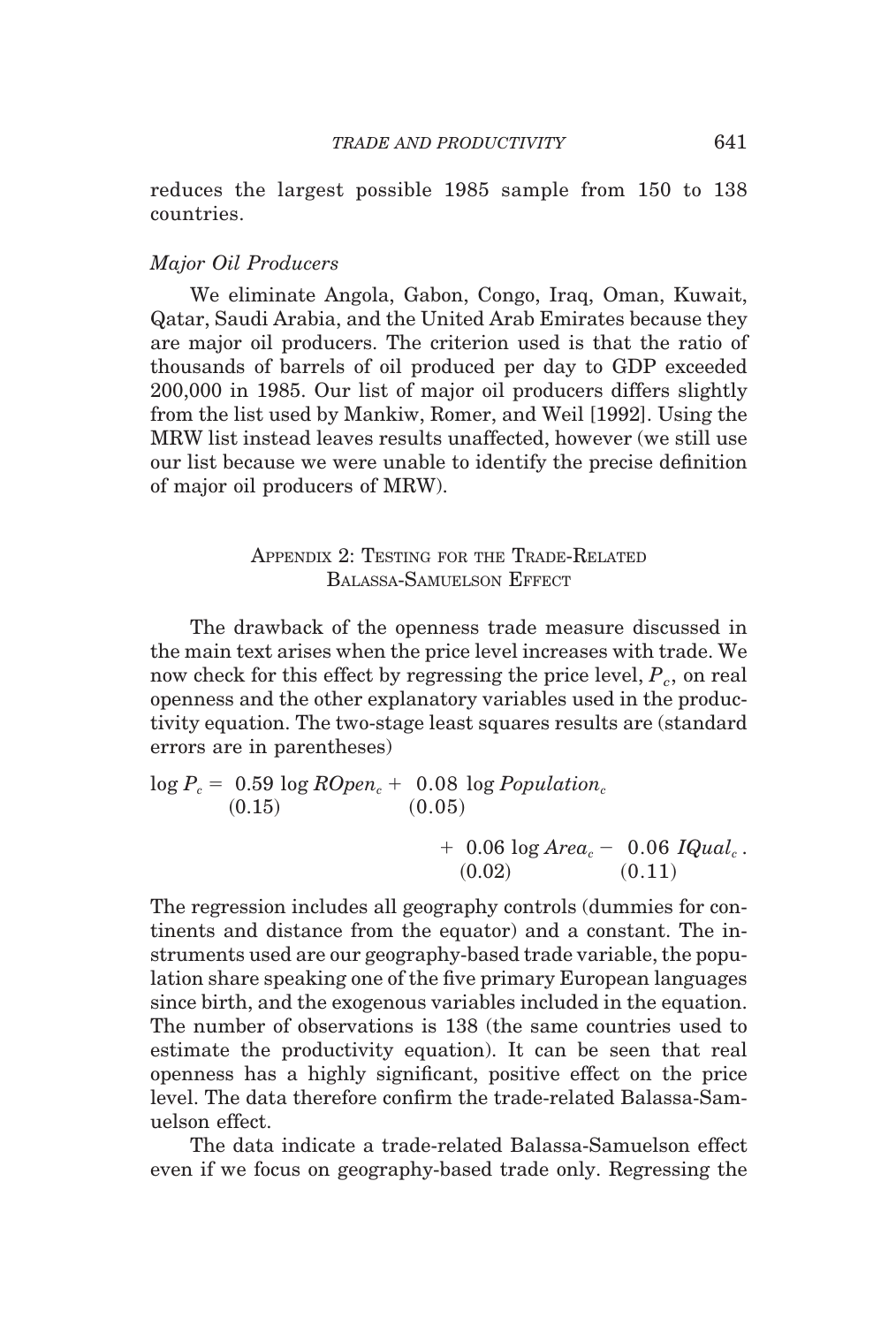reduces the largest possible 1985 sample from 150 to 138 countries.

### *Major Oil Producers*

We eliminate Angola, Gabon, Congo, Iraq, Oman, Kuwait, Qatar, Saudi Arabia, and the United Arab Emirates because they are major oil producers. The criterion used is that the ratio of thousands of barrels of oil produced per day to GDP exceeded 200,000 in 1985. Our list of major oil producers differs slightly from the list used by Mankiw, Romer, and Weil [1992]. Using the MRW list instead leaves results unaffected, however (we still use our list because we were unable to identify the precise definition of major oil producers of MRW).

## Appendix 2: Testing for the Trade-Related Balassa-Samuelson Effect

The drawback of the openness trade measure discussed in the main text arises when the price level increases with trade. We now check for this effect by regressing the price level, $P_c$, on real openness and the other explanatory variables used in the productivity equation. The two-stage least squares results are (standard errors are in parentheses)

$$\log P_c = \underset{(0.15)}{0.59} \log ROpen_c + \underset{(0.05)}{0.08} \log Population_c + \underset{(0.02)}{0.06} \log Area_c - \underset{(0.11)}{0.06}\ IQual_c .$$

The regression includes all geography controls (dummies for continents and distance from the equator) and a constant. The instruments used are our geography-based trade variable, the population share speaking one of the five primary European languages since birth, and the exogenous variables included in the equation. The number of observations is 138 (the same countries used to estimate the productivity equation). It can be seen that real openness has a highly significant, positive effect on the price level. The data therefore confirm the trade-related Balassa-Samuelson effect.

The data indicate a trade-related Balassa-Samuelson effect even if we focus on geography-based trade only. Regressing the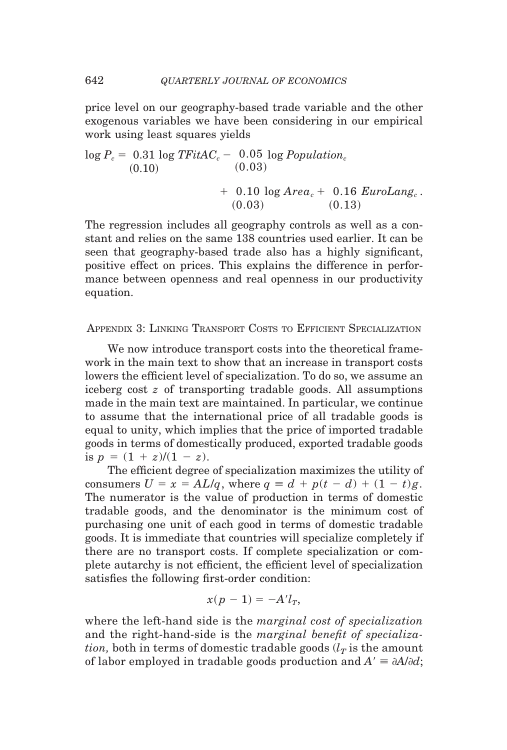price level on our geography-based trade variable and the other exogenous variables we have been considering in our empirical work using least squares yields

$$\log P_c = \underset{(0.10)}{0.31} \log TFitAC_c - \underset{(0.03)}{0.05} \log Population_c + \underset{(0.03)}{0.10} \log Area_c + \underset{(0.13)}{0.16}\, EuroLang_c .$$

The regression includes all geography controls as well as a constant and relies on the same 138 countries used earlier. It can be seen that geography-based trade also has a highly significant, positive effect on prices. This explains the difference in performance between openness and real openness in our productivity equation.

## Appendix 3: Linking Transport Costs to Efficient Specialization

We now introduce transport costs into the theoretical framework in the main text to show that an increase in transport costs lowers the efficient level of specialization. To do so, we assume an iceberg cost $z$ of transporting tradable goods. All assumptions made in the main text are maintained. In particular, we continue to assume that the international price of all tradable goods is equal to unity, which implies that the price of imported tradable goods in terms of domestically produced, exported tradable goods is $p = (1 + z)/(1 - z)$.

The efficient degree of specialization maximizes the utility of consumers $U = x = AL/q$, where $q \equiv d + p(t - d) + (1 - t)g$. The numerator is the value of production in terms of domestic tradable goods, and the denominator is the minimum cost of purchasing one unit of each good in terms of domestic tradable goods. It is immediate that countries will specialize completely if there are no transport costs. If complete specialization or complete autarchy is not efficient, the efficient level of specialization satisfies the following first-order condition:

$$x(p - 1) = -A' l_T,$$

where the left-hand side is the *marginal cost of specialization* and the right-hand-side is the *marginal benefit of specialization,* both in terms of domestic tradable goods ($l_T$ is the amount of labor employed in tradable goods production and $A' \equiv \partial A/\partial d$;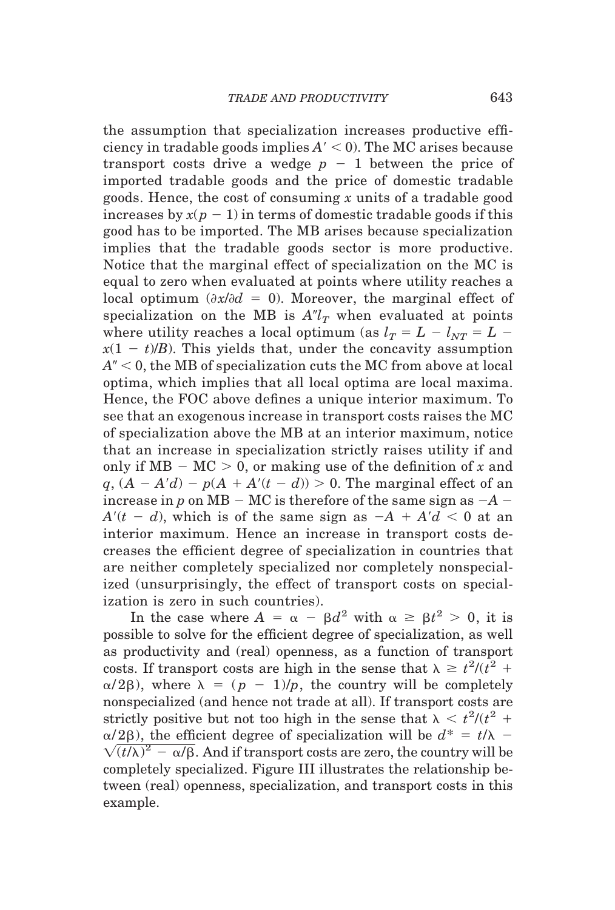the assumption that specialization increases productive efficiency in tradable goods implies $A' < 0$). The MC arises because transport costs drive a wedge $p - 1$ between the price of imported tradable goods and the price of domestic tradable goods. Hence, the cost of consuming $x$ units of a tradable good increases by $x(p - 1)$ in terms of domestic tradable goods if this good has to be imported. The MB arises because specialization implies that the tradable goods sector is more productive. Notice that the marginal effect of specialization on the MC is equal to zero when evaluated at points where utility reaches a local optimum ($\partial x/\partial d = 0$). Moreover, the marginal effect of specialization on the MB is $A''l_T$ when evaluated at points where utility reaches a local optimum (as $l_T = L - l_{NT} = L - x(1 - t)/B$). This yields that, under the concavity assumption $A'' < 0$, the MB of specialization cuts the MC from above at local optima, which implies that all local optima are local maxima. Hence, the FOC above defines a unique interior maximum. To see that an exogenous increase in transport costs raises the MC of specialization above the MB at an interior maximum, notice that an increase in specialization strictly raises utility if and only if $\text{MB} - \text{MC} > 0$, or making use of the definition of $x$ and $q$, $(A - A'd) - p(A + A'(t - d)) > 0$. The marginal effect of an increase in $p$ on $\text{MB} - \text{MC}$ is therefore of the same sign as $-A - A'(t - d)$, which is of the same sign as $-A + A'd < 0$ at an interior maximum. Hence an increase in transport costs decreases the efficient degree of specialization in countries that are neither completely specialized nor completely nonspecialized (unsurprisingly, the effect of transport costs on specialization is zero in such countries).

In the case where $A = \alpha - \beta d^2$ with $\alpha \geq \beta t^2 > 0$, it is possible to solve for the efficient degree of specialization, as well as productivity and (real) openness, as a function of transport costs. If transport costs are high in the sense that $\lambda \geq t^2/(t^2 + \alpha/2\beta)$, where $\lambda = (p - 1)/p$, the country will be completely nonspecialized (and hence not trade at all). If transport costs are strictly positive but not too high in the sense that $\lambda < t^2/(t^2 + \alpha/2\beta)$, the efficient degree of specialization will be $d^* = t/\lambda - \sqrt{(t/\lambda)^2 - \alpha/\beta}$. And if transport costs are zero, the country will be completely specialized. Figure III illustrates the relationship between (real) openness, specialization, and transport costs in this example.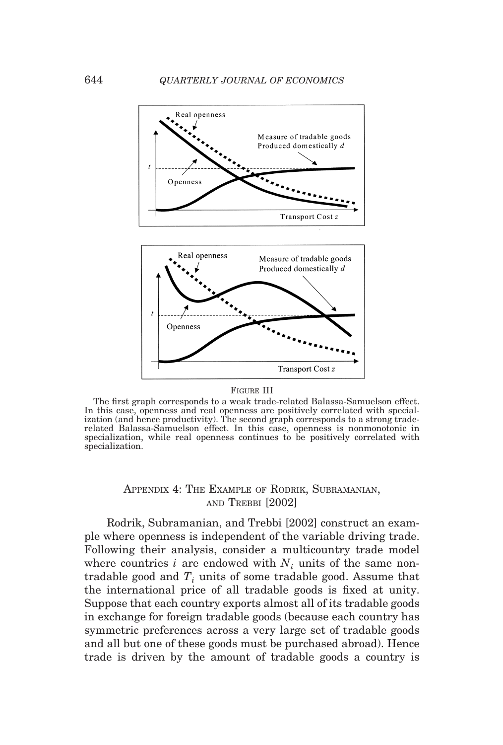FIGURE III

The first graph corresponds to a weak trade-related Balassa-Samuelson effect. In this case, openness and real openness are positively correlated with specialization (and hence productivity). The second graph corresponds to a strong trade-related Balassa-Samuelson effect. In this case, openness is nonmonotonic in specialization, while real openness continues to be positively correlated with specialization.

## APPENDIX 4: THE EXAMPLE OF RODRIK, SUBRAMANIAN, AND TREBBI [2002]

Rodrik, Subramanian, and Trebbi [2002] construct an example where openness is independent of the variable driving trade. Following their analysis, consider a multicountry trade model where countries $i$ are endowed with $N_i$ units of the same nontradable good and $T_i$ units of some tradable good. Assume that the international price of all tradable goods is fixed at unity. Suppose that each country exports almost all of its tradable goods in exchange for foreign tradable goods (because each country has symmetric preferences across a very large set of tradable goods and all but one of these goods must be purchased abroad). Hence trade is driven by the amount of tradable goods a country is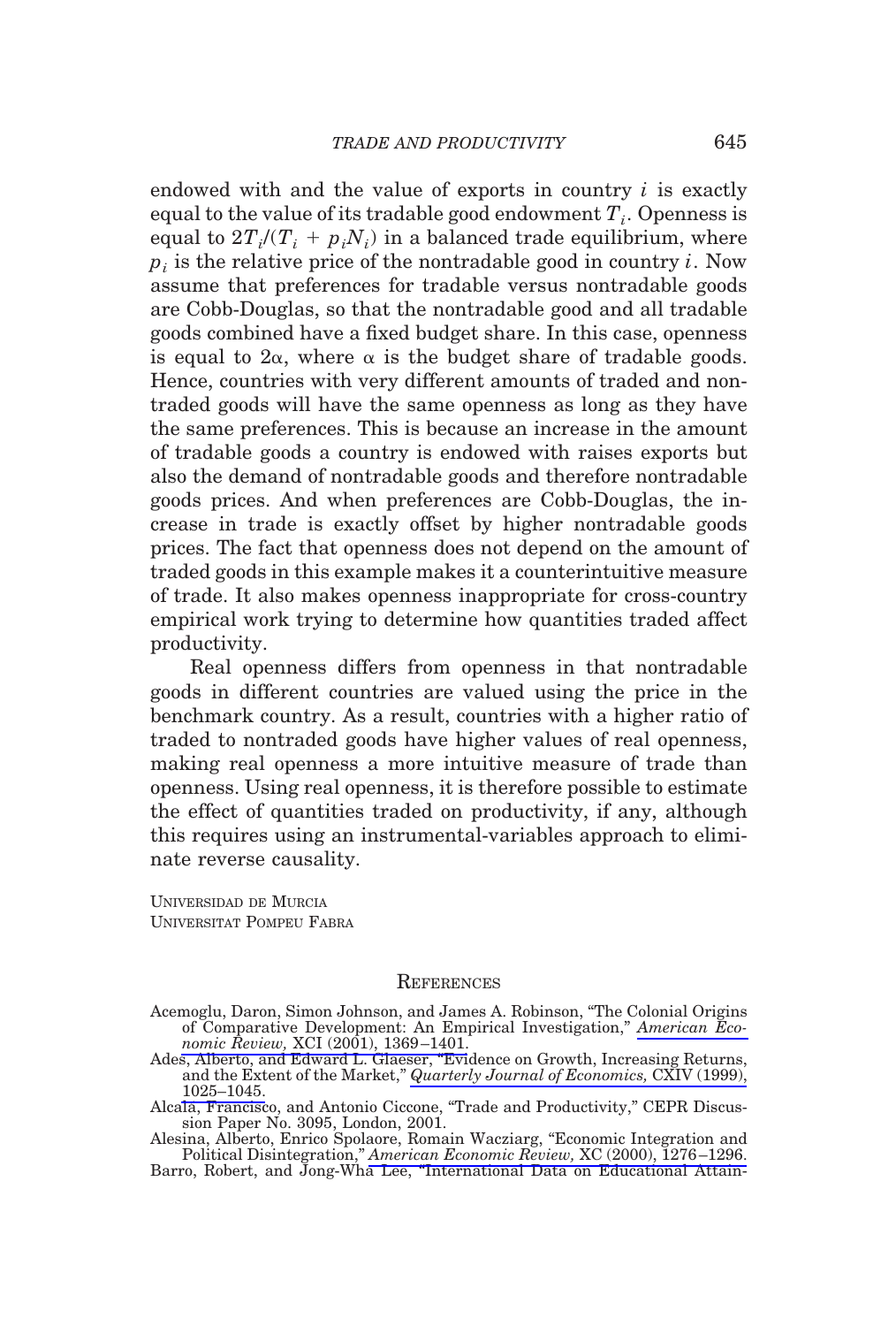endowed with and the value of exports in country $i$ is exactly equal to the value of its tradable good endowment $T_i$. Openness is equal to $2T_i/(T_i + p_iN_i)$ in a balanced trade equilibrium, where $p_i$ is the relative price of the nontradable good in country $i$. Now assume that preferences for tradable versus nontradable goods are Cobb-Douglas, so that the nontradable good and all tradable goods combined have a fixed budget share. In this case, openness is equal to $2\alpha$, where $\alpha$ is the budget share of tradable goods. Hence, countries with very different amounts of traded and nontraded goods will have the same openness as long as they have the same preferences. This is because an increase in the amount of tradable goods a country is endowed with raises exports but also the demand of nontradable goods and therefore nontradable goods prices. And when preferences are Cobb-Douglas, the increase in trade is exactly offset by higher nontradable goods prices. The fact that openness does not depend on the amount of traded goods in this example makes it a counterintuitive measure of trade. It also makes openness inappropriate for cross-country empirical work trying to determine how quantities traded affect productivity.

Real openness differs from openness in that nontradable goods in different countries are valued using the price in the benchmark country. As a result, countries with a higher ratio of traded to nontraded goods have higher values of real openness, making real openness a more intuitive measure of trade than openness. Using real openness, it is therefore possible to estimate the effect of quantities traded on productivity, if any, although this requires using an instrumental-variables approach to eliminate reverse causality.

UNIVERSIDAD DE MURCIA
UNIVERSITAT POMPEU FABRA

## REFERENCES

Acemoglu, Daron, Simon Johnson, and James A. Robinson, "The Colonial Origins of Comparative Development: An Empirical Investigation," *American Economic Review,* XCI (2001), 1369–1401.

Ades, Alberto, and Edward L. Glaeser, "Evidence on Growth, Increasing Returns, and the Extent of the Market," *Quarterly Journal of Economics,* CXIV (1999), 1025–1045.

Alcalá, Francisco, and Antonio Ciccone, "Trade and Productivity," CEPR Discussion Paper No. 3095, London, 2001.

Alesina, Alberto, Enrico Spolaore, Romain Wacziarg, "Economic Integration and Political Disintegration," *American Economic Review,* XC (2000), 1276–1296.

Barro, Robert, and Jong-Wha Lee, "International Data on Educational Attain-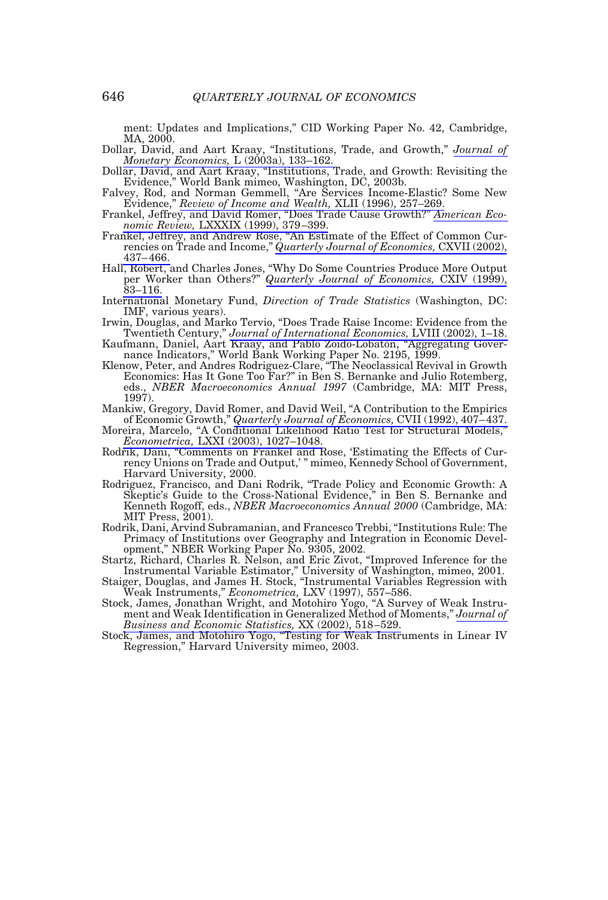ment: Updates and Implications," CID Working Paper No. 42, Cambridge, MA, 2000.

Dollar, David, and Aart Kraay, "Institutions, Trade, and Growth," *Journal of Monetary Economics,* L (2003a), 133–162.

Dollar, David, and Aart Kraay, "Institutions, Trade, and Growth: Revisiting the Evidence," World Bank mimeo, Washington, DC, 2003b.

Falvey, Rod, and Norman Gemmell, "Are Services Income-Elastic? Some New Evidence," *Review of Income and Wealth,* XLII (1996), 257–269.

Frankel, Jeffrey, and David Romer, "Does Trade Cause Growth?" *American Economic Review,* LXXXIX (1999), 379–399.

Frankel, Jeffrey, and Andrew Rose, "An Estimate of the Effect of Common Currencies on Trade and Income," *Quarterly Journal of Economics,* CXVII (2002), 437–466.

Hall, Robert, and Charles Jones, "Why Do Some Countries Produce More Output per Worker than Others?" *Quarterly Journal of Economics,* CXIV (1999), 83–116.

International Monetary Fund, *Direction of Trade Statistics* (Washington, DC: IMF, various years).

Irwin, Douglas, and Marko Tervio, "Does Trade Raise Income: Evidence from the Twentieth Century," *Journal of International Economics,* LVIII (2002), 1–18.

Kaufmann, Daniel, Aart Kraay, and Pablo Zoido-Lobatón, "Aggregating Governance Indicators," World Bank Working Paper No. 2195, 1999.

Klenow, Peter, and Andres Rodriguez-Clare, "The Neoclassical Revival in Growth Economics: Has It Gone Too Far?" in Ben S. Bernanke and Julio Rotemberg, eds., *NBER Macroeconomics Annual 1997* (Cambridge, MA: MIT Press, 1997).

Mankiw, Gregory, David Romer, and David Weil, "A Contribution to the Empirics of Economic Growth," *Quarterly Journal of Economics,* CVII (1992), 407–437.

Moreira, Marcelo, "A Conditional Likelihood Ratio Test for Structural Models," *Econometrica,* LXXI (2003), 1027–1048.

Rodrik, Dani, "Comments on Frankel and Rose, 'Estimating the Effects of Currency Unions on Trade and Output,' " mimeo, Kennedy School of Government, Harvard University, 2000.

Rodriguez, Francisco, and Dani Rodrik, "Trade Policy and Economic Growth: A Skeptic's Guide to the Cross-National Evidence," in Ben S. Bernanke and Kenneth Rogoff, eds., *NBER Macroeconomics Annual 2000* (Cambridge, MA: MIT Press, 2001).

Rodrik, Dani, Arvind Subramanian, and Francesco Trebbi, "Institutions Rule: The Primacy of Institutions over Geography and Integration in Economic Development," NBER Working Paper No. 9305, 2002.

Startz, Richard, Charles R. Nelson, and Eric Zivot, "Improved Inference for the Instrumental Variable Estimator," University of Washington, mimeo, 2001.

Staiger, Douglas, and James H. Stock, "Instrumental Variables Regression with Weak Instruments," *Econometrica,* LXV (1997), 557–586.

Stock, James, Jonathan Wright, and Motohiro Yogo, "A Survey of Weak Instrument and Weak Identification in Generalized Method of Moments," *Journal of Business and Economic Statistics,* XX (2002), 518–529.

Stock, James, and Motohiro Yogo, "Testing for Weak Instruments in Linear IV Regression," Harvard University mimeo, 2003.